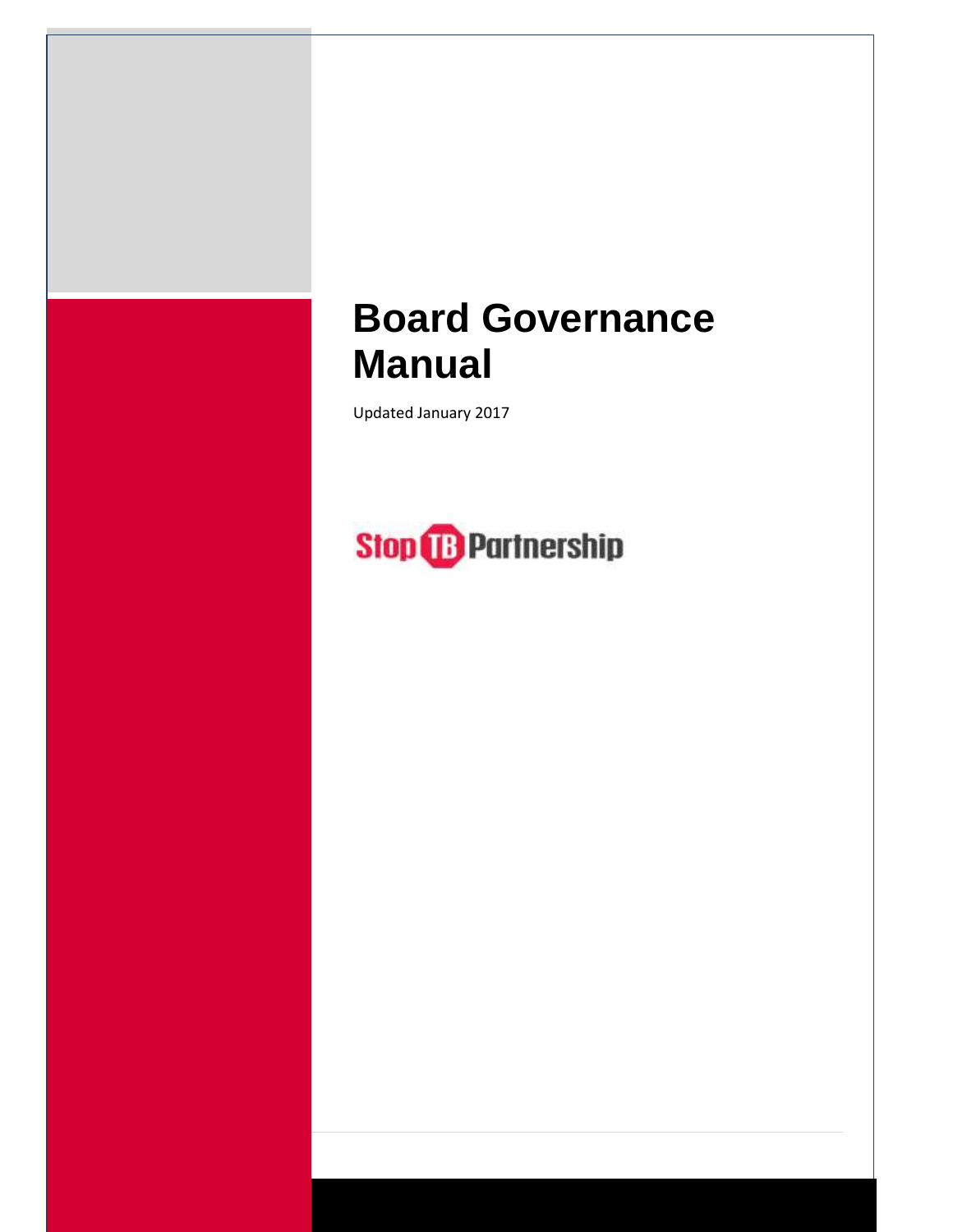# Board Governance Manual

Updated January 2017

Stop TB Partnership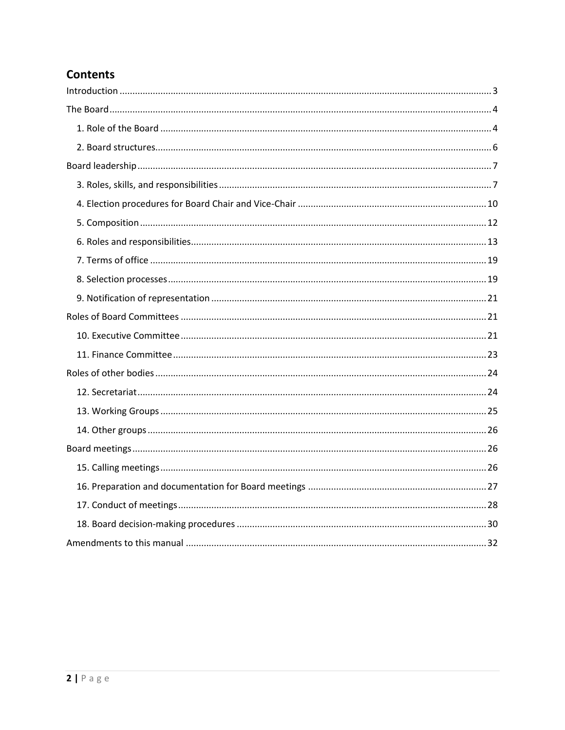## Contents

Introduction ........................................................ 3

The Board ........................................................ 4

1. Role of the Board ........................................................ 4

2. Board structures ........................................................ 6

Board leadership ........................................................ 7

3. Roles, skills, and responsibilities ........................................................ 7

4. Election procedures for Board Chair and Vice-Chair ........................................................ 10

5. Composition ........................................................ 12

6. Roles and responsibilities ........................................................ 13

7. Terms of office ........................................................ 19

8. Selection processes ........................................................ 19

9. Notification of representation ........................................................ 21

Roles of Board Committees ........................................................ 21

10. Executive Committee ........................................................ 21

11. Finance Committee ........................................................ 23

Roles of other bodies ........................................................ 24

12. Secretariat ........................................................ 24

13. Working Groups ........................................................ 25

14. Other groups ........................................................ 26

Board meetings ........................................................ 26

15. Calling meetings ........................................................ 26

16. Preparation and documentation for Board meetings ........................................................ 27

17. Conduct of meetings ........................................................ 28

18. Board decision-making procedures ........................................................ 30

Amendments to this manual ........................................................ 32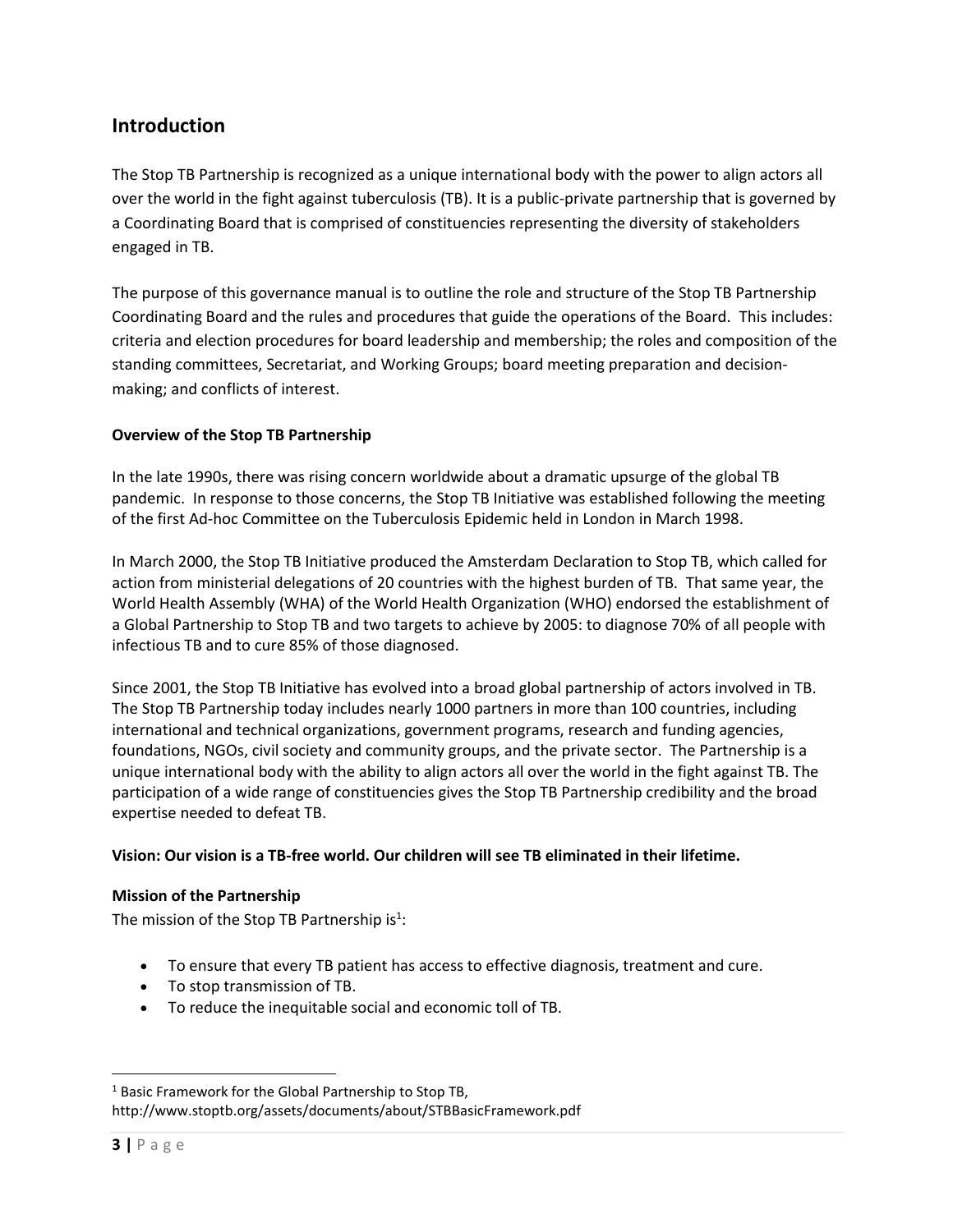## Introduction

The Stop TB Partnership is recognized as a unique international body with the power to align actors all over the world in the fight against tuberculosis (TB). It is a public-private partnership that is governed by a Coordinating Board that is comprised of constituencies representing the diversity of stakeholders engaged in TB.

The purpose of this governance manual is to outline the role and structure of the Stop TB Partnership Coordinating Board and the rules and procedures that guide the operations of the Board. This includes: criteria and election procedures for board leadership and membership; the roles and composition of the standing committees, Secretariat, and Working Groups; board meeting preparation and decision-making; and conflicts of interest.

### Overview of the Stop TB Partnership

In the late 1990s, there was rising concern worldwide about a dramatic upsurge of the global TB pandemic. In response to those concerns, the Stop TB Initiative was established following the meeting of the first Ad-hoc Committee on the Tuberculosis Epidemic held in London in March 1998.

In March 2000, the Stop TB Initiative produced the Amsterdam Declaration to Stop TB, which called for action from ministerial delegations of 20 countries with the highest burden of TB. That same year, the World Health Assembly (WHA) of the World Health Organization (WHO) endorsed the establishment of a Global Partnership to Stop TB and two targets to achieve by 2005: to diagnose 70% of all people with infectious TB and to cure 85% of those diagnosed.

Since 2001, the Stop TB Initiative has evolved into a broad global partnership of actors involved in TB. The Stop TB Partnership today includes nearly 1000 partners in more than 100 countries, including international and technical organizations, government programs, research and funding agencies, foundations, NGOs, civil society and community groups, and the private sector. The Partnership is a unique international body with the ability to align actors all over the world in the fight against TB. The participation of a wide range of constituencies gives the Stop TB Partnership credibility and the broad expertise needed to defeat TB.

**Vision: Our vision is a TB-free world. Our children will see TB eliminated in their lifetime.**

### Mission of the Partnership

The mission of the Stop TB Partnership is[1]:

- To ensure that every TB patient has access to effective diagnosis, treatment and cure.
- To stop transmission of TB.
- To reduce the inequitable social and economic toll of TB.

---

[1] Basic Framework for the Global Partnership to Stop TB, http://www.stoptb.org/assets/documents/about/STBBasicFramework.pdf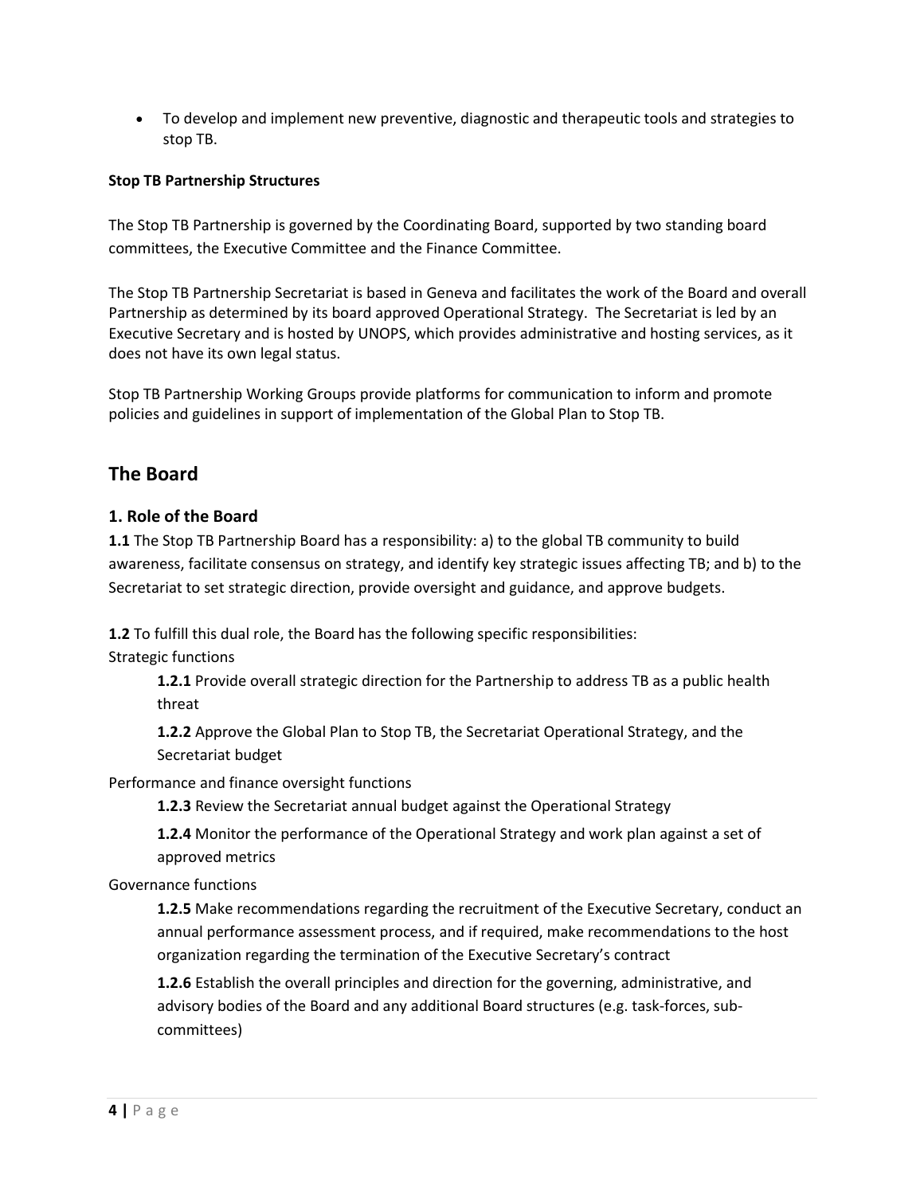- To develop and implement new preventive, diagnostic and therapeutic tools and strategies to stop TB.

**Stop TB Partnership Structures**

The Stop TB Partnership is governed by the Coordinating Board, supported by two standing board committees, the Executive Committee and the Finance Committee.

The Stop TB Partnership Secretariat is based in Geneva and facilitates the work of the Board and overall Partnership as determined by its board approved Operational Strategy. The Secretariat is led by an Executive Secretary and is hosted by UNOPS, which provides administrative and hosting services, as it does not have its own legal status.

Stop TB Partnership Working Groups provide platforms for communication to inform and promote policies and guidelines in support of implementation of the Global Plan to Stop TB.

## The Board

### 1. Role of the Board

**1.1** The Stop TB Partnership Board has a responsibility: a) to the global TB community to build awareness, facilitate consensus on strategy, and identify key strategic issues affecting TB; and b) to the Secretariat to set strategic direction, provide oversight and guidance, and approve budgets.

**1.2** To fulfill this dual role, the Board has the following specific responsibilities:

Strategic functions

> **1.2.1** Provide overall strategic direction for the Partnership to address TB as a public health threat
>
> **1.2.2** Approve the Global Plan to Stop TB, the Secretariat Operational Strategy, and the Secretariat budget

Performance and finance oversight functions

> **1.2.3** Review the Secretariat annual budget against the Operational Strategy
>
> **1.2.4** Monitor the performance of the Operational Strategy and work plan against a set of approved metrics

Governance functions

> **1.2.5** Make recommendations regarding the recruitment of the Executive Secretary, conduct an annual performance assessment process, and if required, make recommendations to the host organization regarding the termination of the Executive Secretary's contract
>
> **1.2.6** Establish the overall principles and direction for the governing, administrative, and advisory bodies of the Board and any additional Board structures (e.g. task-forces, sub-committees)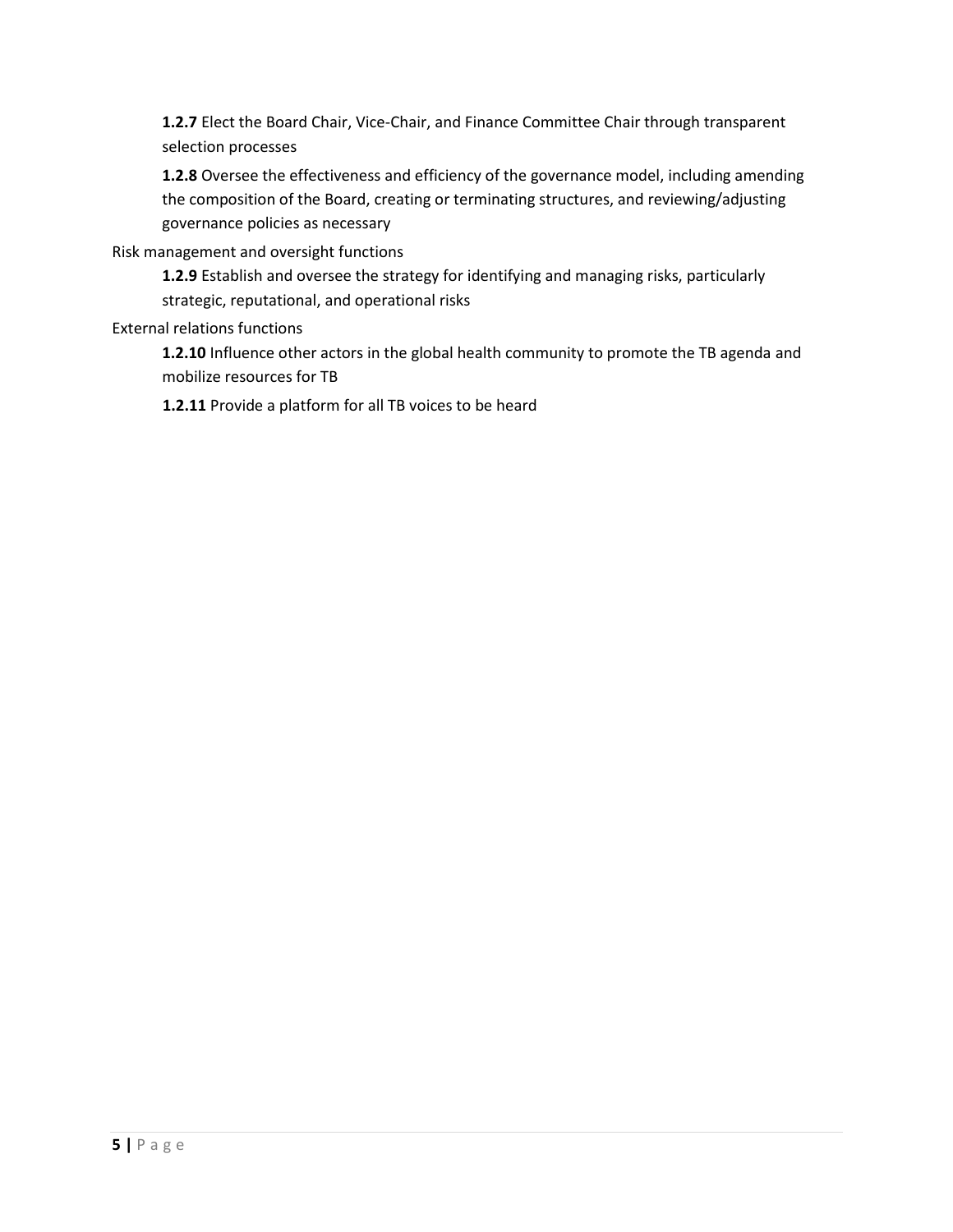**1.2.7** Elect the Board Chair, Vice-Chair, and Finance Committee Chair through transparent selection processes

**1.2.8** Oversee the effectiveness and efficiency of the governance model, including amending the composition of the Board, creating or terminating structures, and reviewing/adjusting governance policies as necessary

Risk management and oversight functions

**1.2.9** Establish and oversee the strategy for identifying and managing risks, particularly strategic, reputational, and operational risks

External relations functions

**1.2.10** Influence other actors in the global health community to promote the TB agenda and mobilize resources for TB

**1.2.11** Provide a platform for all TB voices to be heard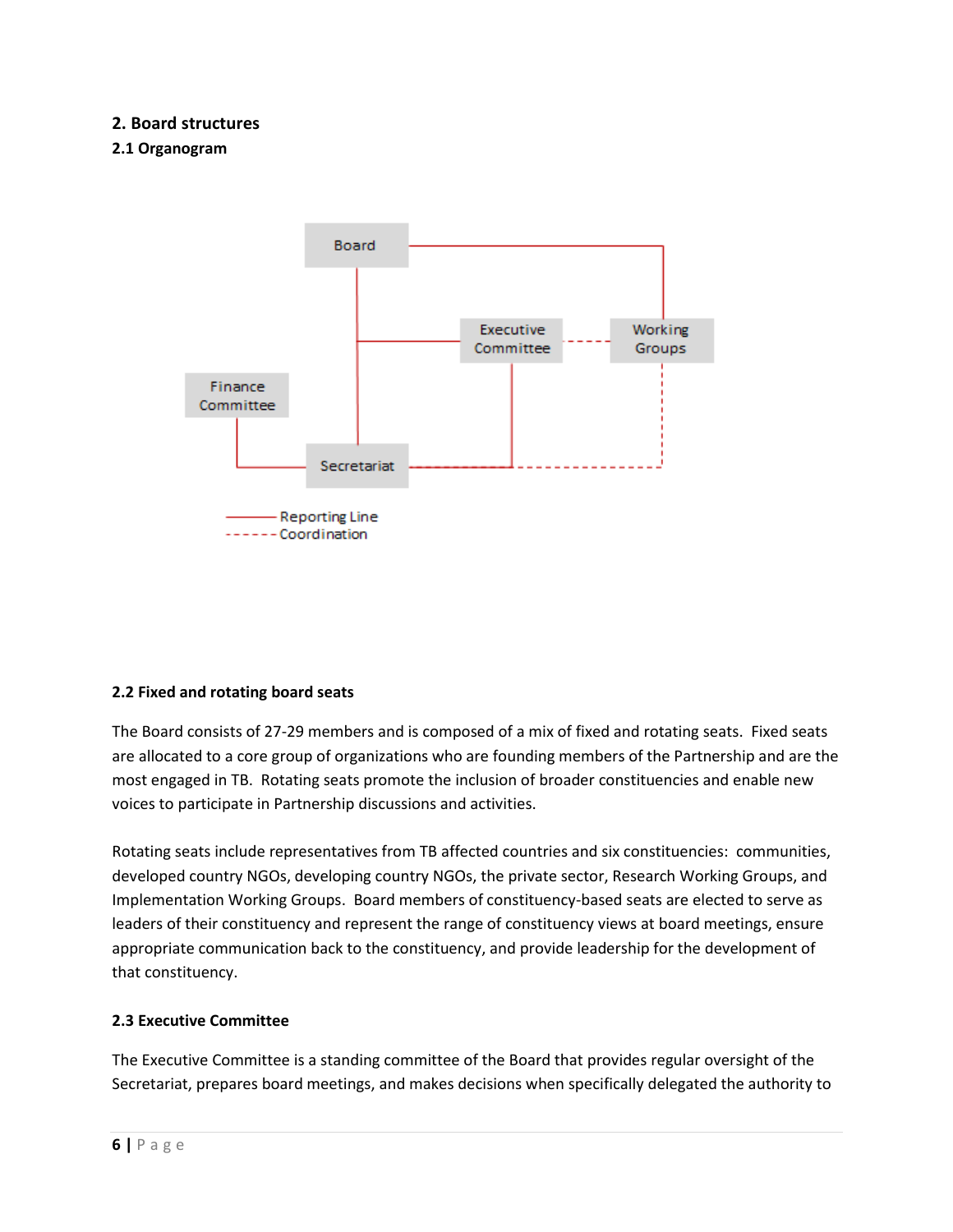## 2. Board structures

### 2.1 Organogram

Board

Executive Committee

Working Groups

Finance Committee

Secretariat

Reporting Line
Coordination

### 2.2 Fixed and rotating board seats

The Board consists of 27-29 members and is composed of a mix of fixed and rotating seats. Fixed seats are allocated to a core group of organizations who are founding members of the Partnership and are the most engaged in TB. Rotating seats promote the inclusion of broader constituencies and enable new voices to participate in Partnership discussions and activities.

Rotating seats include representatives from TB affected countries and six constituencies: communities, developed country NGOs, developing country NGOs, the private sector, Research Working Groups, and Implementation Working Groups. Board members of constituency-based seats are elected to serve as leaders of their constituency and represent the range of constituency views at board meetings, ensure appropriate communication back to the constituency, and provide leadership for the development of that constituency.

### 2.3 Executive Committee

The Executive Committee is a standing committee of the Board that provides regular oversight of the Secretariat, prepares board meetings, and makes decisions when specifically delegated the authority to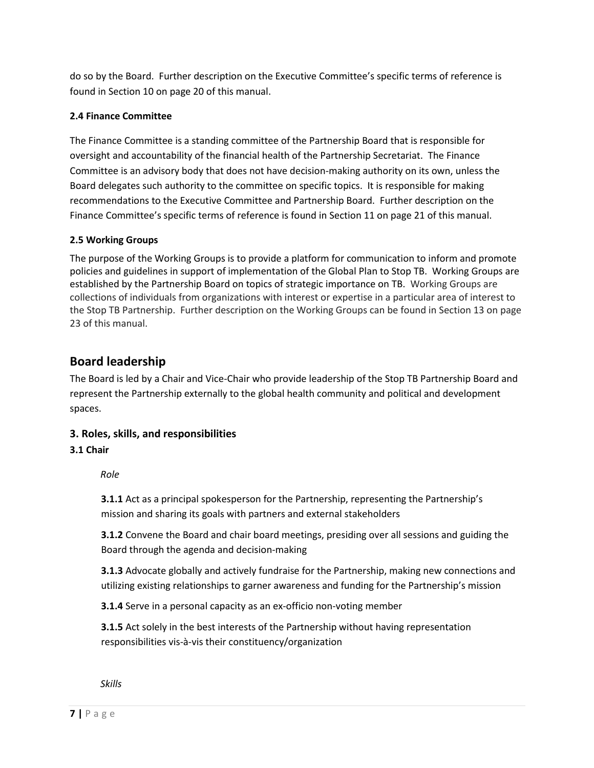do so by the Board. Further description on the Executive Committee's specific terms of reference is found in Section 10 on page 20 of this manual.

**2.4 Finance Committee**

The Finance Committee is a standing committee of the Partnership Board that is responsible for oversight and accountability of the financial health of the Partnership Secretariat. The Finance Committee is an advisory body that does not have decision-making authority on its own, unless the Board delegates such authority to the committee on specific topics. It is responsible for making recommendations to the Executive Committee and Partnership Board. Further description on the Finance Committee's specific terms of reference is found in Section 11 on page 21 of this manual.

**2.5 Working Groups**

The purpose of the Working Groups is to provide a platform for communication to inform and promote policies and guidelines in support of implementation of the Global Plan to Stop TB. Working Groups are established by the Partnership Board on topics of strategic importance on TB. Working Groups are collections of individuals from organizations with interest or expertise in a particular area of interest to the Stop TB Partnership. Further description on the Working Groups can be found in Section 13 on page 23 of this manual.

## Board leadership

The Board is led by a Chair and Vice-Chair who provide leadership of the Stop TB Partnership Board and represent the Partnership externally to the global health community and political and development spaces.

### 3. Roles, skills, and responsibilities

**3.1 Chair**

*Role*

**3.1.1** Act as a principal spokesperson for the Partnership, representing the Partnership's mission and sharing its goals with partners and external stakeholders

**3.1.2** Convene the Board and chair board meetings, presiding over all sessions and guiding the Board through the agenda and decision-making

**3.1.3** Advocate globally and actively fundraise for the Partnership, making new connections and utilizing existing relationships to garner awareness and funding for the Partnership's mission

**3.1.4** Serve in a personal capacity as an ex-officio non-voting member

**3.1.5** Act solely in the best interests of the Partnership without having representation responsibilities vis-à-vis their constituency/organization

*Skills*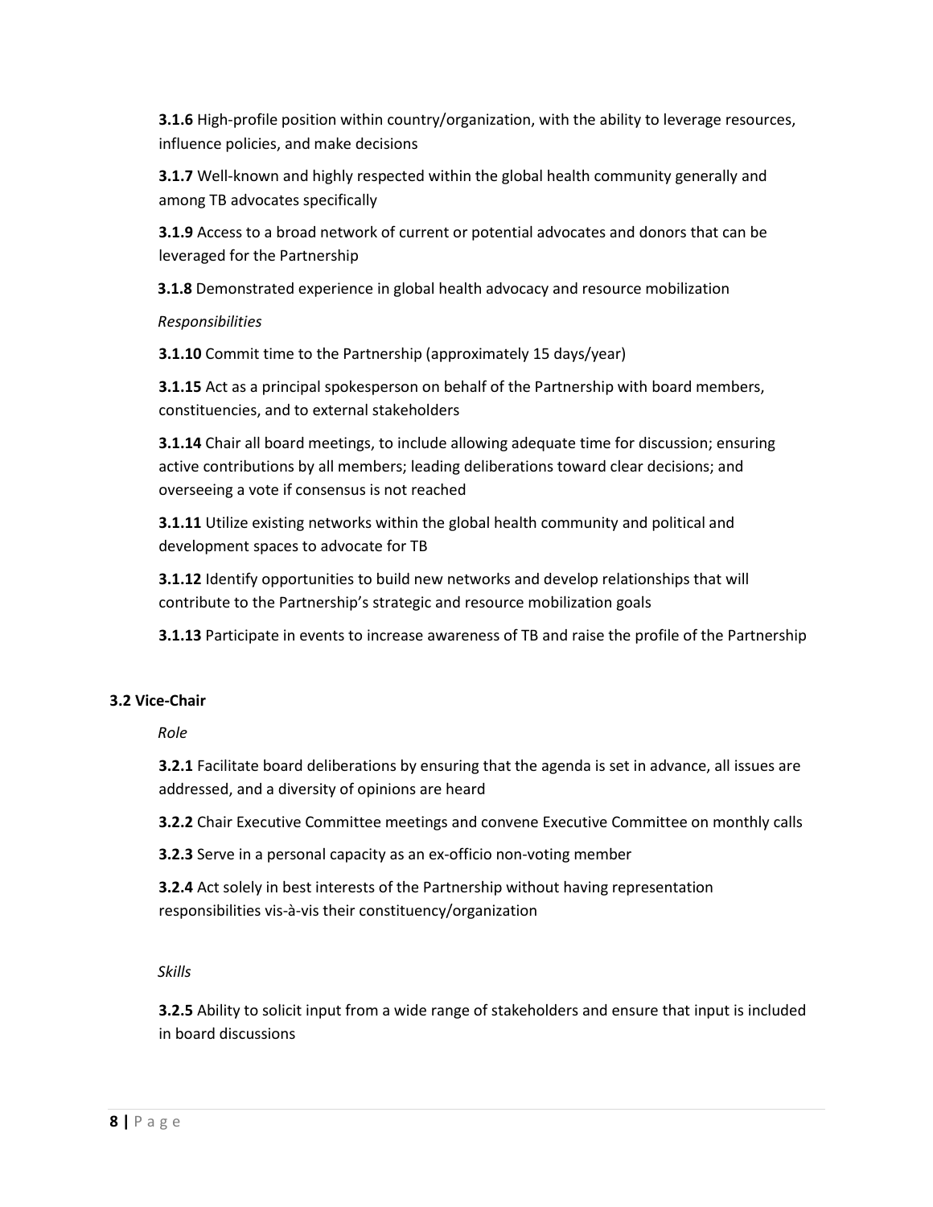**3.1.6** High-profile position within country/organization, with the ability to leverage resources, influence policies, and make decisions

**3.1.7** Well-known and highly respected within the global health community generally and among TB advocates specifically

**3.1.9** Access to a broad network of current or potential advocates and donors that can be leveraged for the Partnership

**3.1.8** Demonstrated experience in global health advocacy and resource mobilization

*Responsibilities*

**3.1.10** Commit time to the Partnership (approximately 15 days/year)

**3.1.15** Act as a principal spokesperson on behalf of the Partnership with board members, constituencies, and to external stakeholders

**3.1.14** Chair all board meetings, to include allowing adequate time for discussion; ensuring active contributions by all members; leading deliberations toward clear decisions; and overseeing a vote if consensus is not reached

**3.1.11** Utilize existing networks within the global health community and political and development spaces to advocate for TB

**3.1.12** Identify opportunities to build new networks and develop relationships that will contribute to the Partnership's strategic and resource mobilization goals

**3.1.13** Participate in events to increase awareness of TB and raise the profile of the Partnership

### 3.2 Vice-Chair

*Role*

**3.2.1** Facilitate board deliberations by ensuring that the agenda is set in advance, all issues are addressed, and a diversity of opinions are heard

**3.2.2** Chair Executive Committee meetings and convene Executive Committee on monthly calls

**3.2.3** Serve in a personal capacity as an ex-officio non-voting member

**3.2.4** Act solely in best interests of the Partnership without having representation responsibilities vis-à-vis their constituency/organization

*Skills*

**3.2.5** Ability to solicit input from a wide range of stakeholders and ensure that input is included in board discussions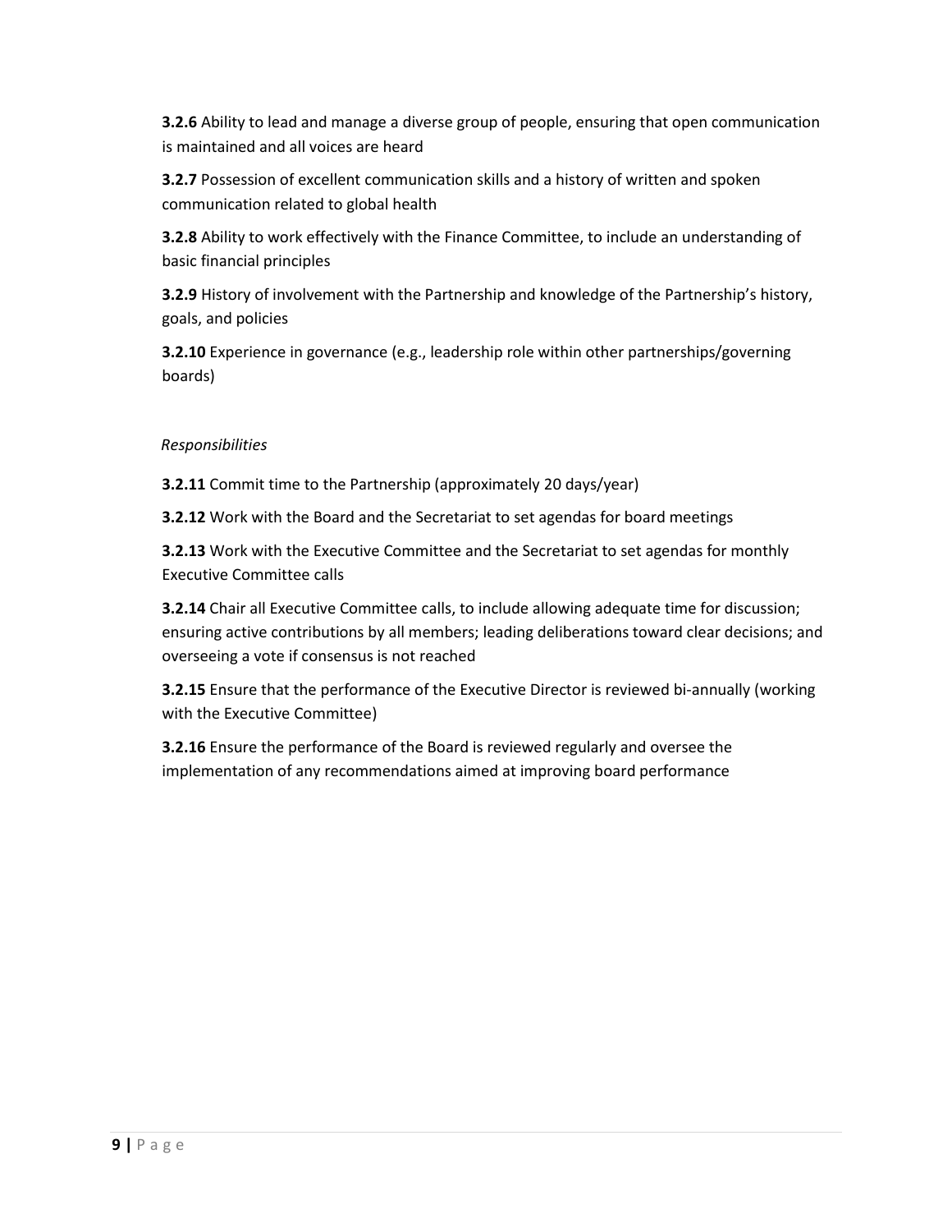**3.2.6** Ability to lead and manage a diverse group of people, ensuring that open communication is maintained and all voices are heard

**3.2.7** Possession of excellent communication skills and a history of written and spoken communication related to global health

**3.2.8** Ability to work effectively with the Finance Committee, to include an understanding of basic financial principles

**3.2.9** History of involvement with the Partnership and knowledge of the Partnership's history, goals, and policies

**3.2.10** Experience in governance (e.g., leadership role within other partnerships/governing boards)

*Responsibilities*

**3.2.11** Commit time to the Partnership (approximately 20 days/year)

**3.2.12** Work with the Board and the Secretariat to set agendas for board meetings

**3.2.13** Work with the Executive Committee and the Secretariat to set agendas for monthly Executive Committee calls

**3.2.14** Chair all Executive Committee calls, to include allowing adequate time for discussion; ensuring active contributions by all members; leading deliberations toward clear decisions; and overseeing a vote if consensus is not reached

**3.2.15** Ensure that the performance of the Executive Director is reviewed bi-annually (working with the Executive Committee)

**3.2.16** Ensure the performance of the Board is reviewed regularly and oversee the implementation of any recommendations aimed at improving board performance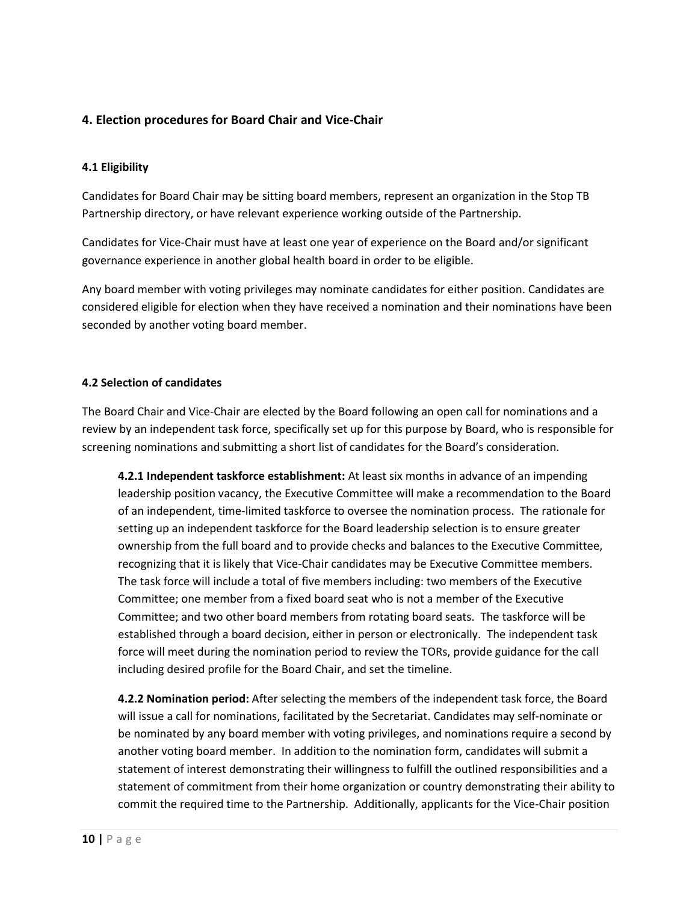## 4. Election procedures for Board Chair and Vice-Chair

### 4.1 Eligibility

Candidates for Board Chair may be sitting board members, represent an organization in the Stop TB Partnership directory, or have relevant experience working outside of the Partnership.

Candidates for Vice-Chair must have at least one year of experience on the Board and/or significant governance experience in another global health board in order to be eligible.

Any board member with voting privileges may nominate candidates for either position. Candidates are considered eligible for election when they have received a nomination and their nominations have been seconded by another voting board member.

### 4.2 Selection of candidates

The Board Chair and Vice-Chair are elected by the Board following an open call for nominations and a review by an independent task force, specifically set up for this purpose by Board, who is responsible for screening nominations and submitting a short list of candidates for the Board's consideration.

**4.2.1 Independent taskforce establishment:** At least six months in advance of an impending leadership position vacancy, the Executive Committee will make a recommendation to the Board of an independent, time-limited taskforce to oversee the nomination process. The rationale for setting up an independent taskforce for the Board leadership selection is to ensure greater ownership from the full board and to provide checks and balances to the Executive Committee, recognizing that it is likely that Vice-Chair candidates may be Executive Committee members. The task force will include a total of five members including: two members of the Executive Committee; one member from a fixed board seat who is not a member of the Executive Committee; and two other board members from rotating board seats. The taskforce will be established through a board decision, either in person or electronically. The independent task force will meet during the nomination period to review the TORs, provide guidance for the call including desired profile for the Board Chair, and set the timeline.

**4.2.2 Nomination period:** After selecting the members of the independent task force, the Board will issue a call for nominations, facilitated by the Secretariat. Candidates may self-nominate or be nominated by any board member with voting privileges, and nominations require a second by another voting board member. In addition to the nomination form, candidates will submit a statement of interest demonstrating their willingness to fulfill the outlined responsibilities and a statement of commitment from their home organization or country demonstrating their ability to commit the required time to the Partnership. Additionally, applicants for the Vice-Chair position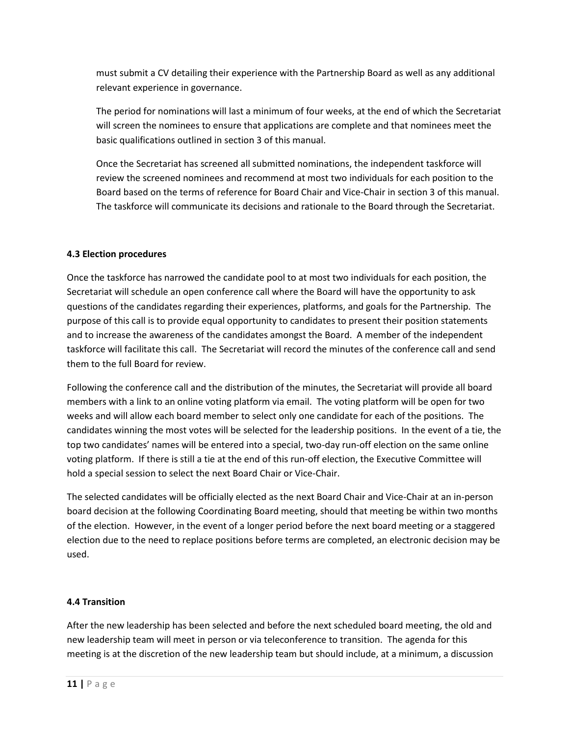must submit a CV detailing their experience with the Partnership Board as well as any additional relevant experience in governance.

The period for nominations will last a minimum of four weeks, at the end of which the Secretariat will screen the nominees to ensure that applications are complete and that nominees meet the basic qualifications outlined in section 3 of this manual.

Once the Secretariat has screened all submitted nominations, the independent taskforce will review the screened nominees and recommend at most two individuals for each position to the Board based on the terms of reference for Board Chair and Vice-Chair in section 3 of this manual. The taskforce will communicate its decisions and rationale to the Board through the Secretariat.

### 4.3 Election procedures

Once the taskforce has narrowed the candidate pool to at most two individuals for each position, the Secretariat will schedule an open conference call where the Board will have the opportunity to ask questions of the candidates regarding their experiences, platforms, and goals for the Partnership. The purpose of this call is to provide equal opportunity to candidates to present their position statements and to increase the awareness of the candidates amongst the Board. A member of the independent taskforce will facilitate this call. The Secretariat will record the minutes of the conference call and send them to the full Board for review.

Following the conference call and the distribution of the minutes, the Secretariat will provide all board members with a link to an online voting platform via email. The voting platform will be open for two weeks and will allow each board member to select only one candidate for each of the positions. The candidates winning the most votes will be selected for the leadership positions. In the event of a tie, the top two candidates' names will be entered into a special, two-day run-off election on the same online voting platform. If there is still a tie at the end of this run-off election, the Executive Committee will hold a special session to select the next Board Chair or Vice-Chair.

The selected candidates will be officially elected as the next Board Chair and Vice-Chair at an in-person board decision at the following Coordinating Board meeting, should that meeting be within two months of the election. However, in the event of a longer period before the next board meeting or a staggered election due to the need to replace positions before terms are completed, an electronic decision may be used.

### 4.4 Transition

After the new leadership has been selected and before the next scheduled board meeting, the old and new leadership team will meet in person or via teleconference to transition. The agenda for this meeting is at the discretion of the new leadership team but should include, at a minimum, a discussion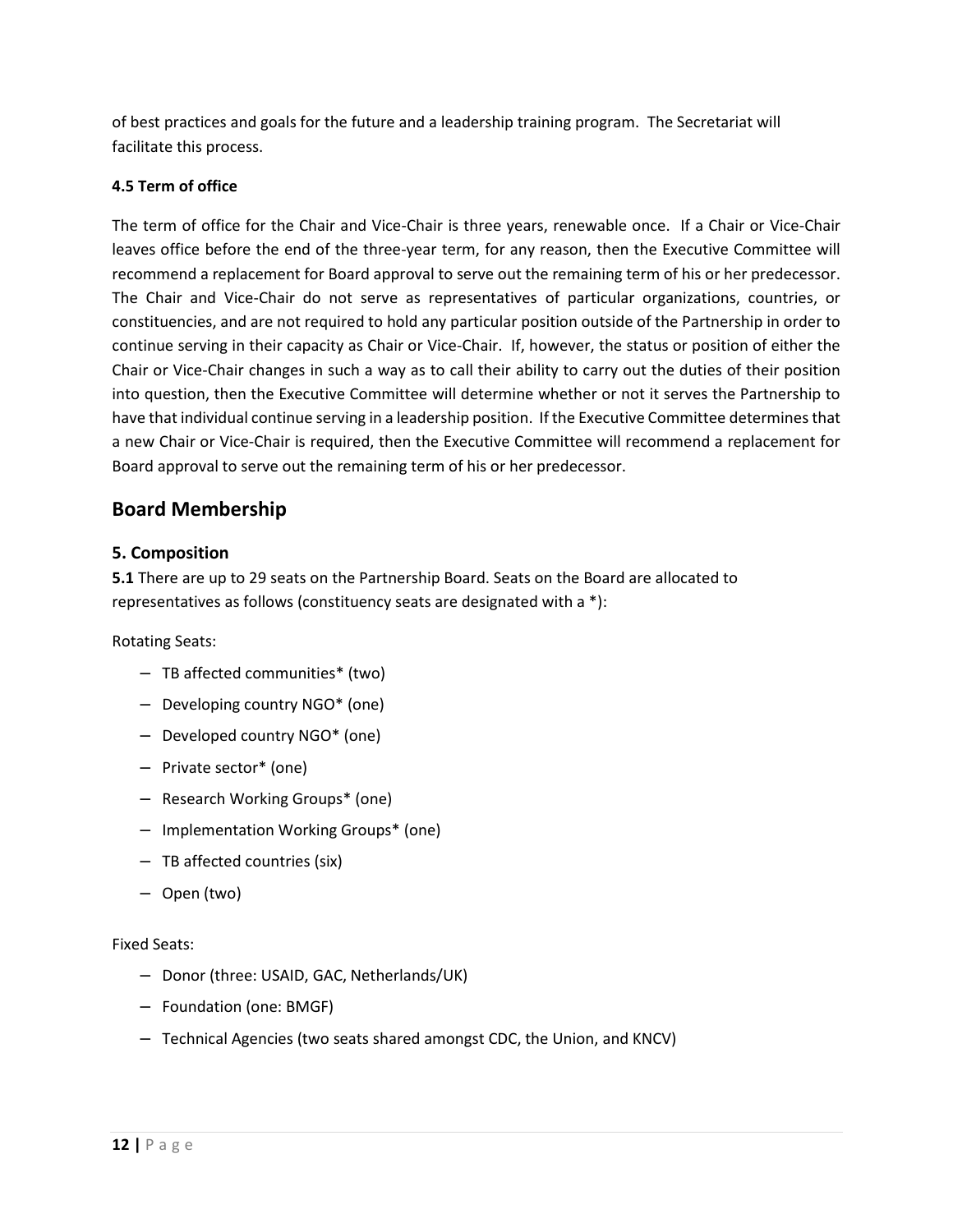of best practices and goals for the future and a leadership training program. The Secretariat will facilitate this process.

**4.5 Term of office**

The term of office for the Chair and Vice-Chair is three years, renewable once. If a Chair or Vice-Chair leaves office before the end of the three-year term, for any reason, then the Executive Committee will recommend a replacement for Board approval to serve out the remaining term of his or her predecessor. The Chair and Vice-Chair do not serve as representatives of particular organizations, countries, or constituencies, and are not required to hold any particular position outside of the Partnership in order to continue serving in their capacity as Chair or Vice-Chair. If, however, the status or position of either the Chair or Vice-Chair changes in such a way as to call their ability to carry out the duties of their position into question, then the Executive Committee will determine whether or not it serves the Partnership to have that individual continue serving in a leadership position. If the Executive Committee determines that a new Chair or Vice-Chair is required, then the Executive Committee will recommend a replacement for Board approval to serve out the remaining term of his or her predecessor.

## Board Membership

### 5. Composition

**5.1** There are up to 29 seats on the Partnership Board. Seats on the Board are allocated to representatives as follows (constituency seats are designated with a *):

Rotating Seats:

- TB affected communities* (two)
- Developing country NGO* (one)
- Developed country NGO* (one)
- Private sector* (one)
- Research Working Groups* (one)
- Implementation Working Groups* (one)
- TB affected countries (six)
- Open (two)

Fixed Seats:

- Donor (three: USAID, GAC, Netherlands/UK)
- Foundation (one: BMGF)
- Technical Agencies (two seats shared amongst CDC, the Union, and KNCV)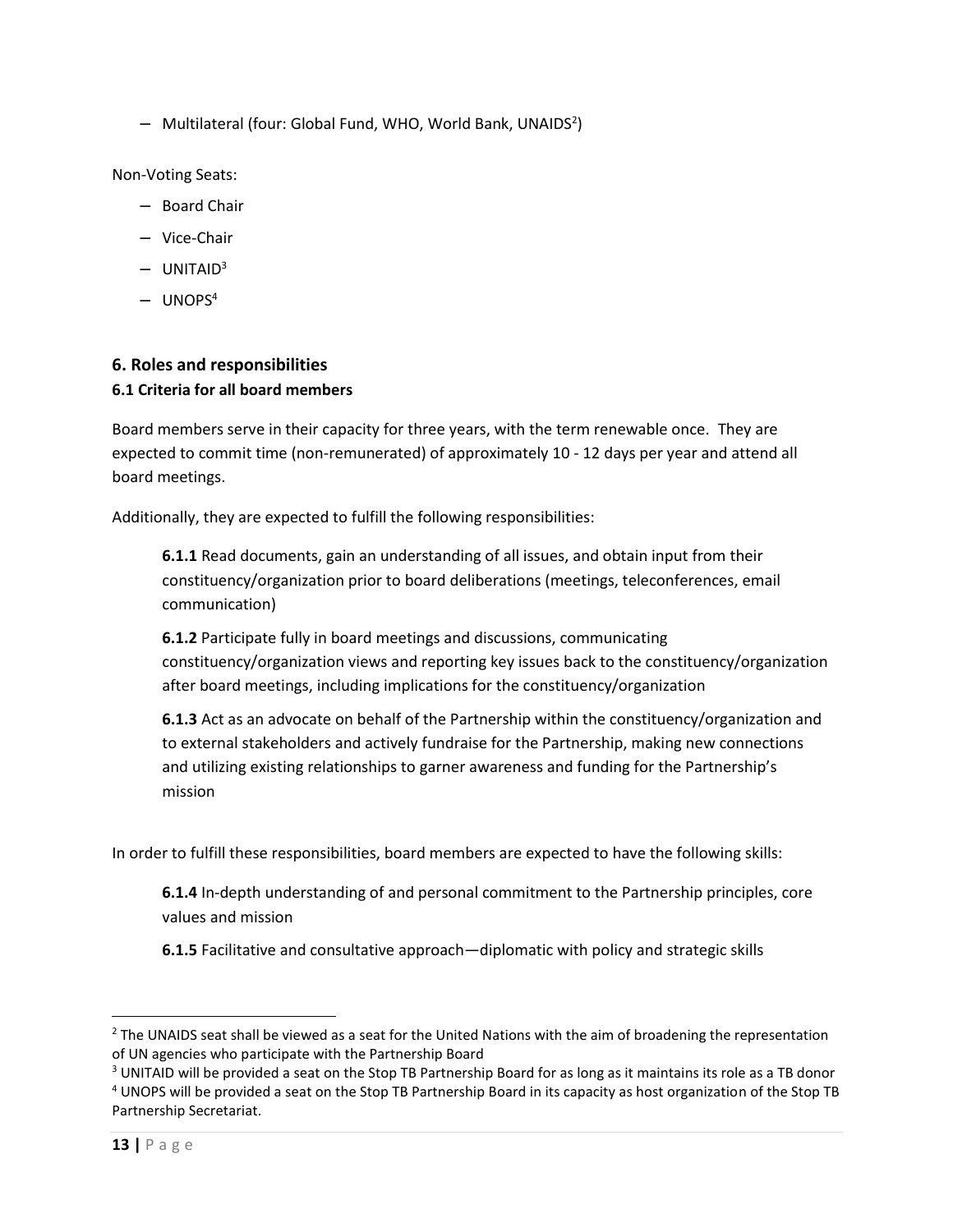- Multilateral (four: Global Fund, WHO, World Bank, UNAIDS[2])

Non-Voting Seats:

- Board Chair
- Vice-Chair
- UNITAID[3]
- UNOPS[4]

## 6. Roles and responsibilities

### 6.1 Criteria for all board members

Board members serve in their capacity for three years, with the term renewable once. They are expected to commit time (non-remunerated) of approximately 10 - 12 days per year and attend all board meetings.

Additionally, they are expected to fulfill the following responsibilities:

**6.1.1** Read documents, gain an understanding of all issues, and obtain input from their constituency/organization prior to board deliberations (meetings, teleconferences, email communication)

**6.1.2** Participate fully in board meetings and discussions, communicating constituency/organization views and reporting key issues back to the constituency/organization after board meetings, including implications for the constituency/organization

**6.1.3** Act as an advocate on behalf of the Partnership within the constituency/organization and to external stakeholders and actively fundraise for the Partnership, making new connections and utilizing existing relationships to garner awareness and funding for the Partnership's mission

In order to fulfill these responsibilities, board members are expected to have the following skills:

**6.1.4** In-depth understanding of and personal commitment to the Partnership principles, core values and mission

**6.1.5** Facilitative and consultative approach—diplomatic with policy and strategic skills

---

[2] The UNAIDS seat shall be viewed as a seat for the United Nations with the aim of broadening the representation of UN agencies who participate with the Partnership Board

[3] UNITAID will be provided a seat on the Stop TB Partnership Board for as long as it maintains its role as a TB donor

[4] UNOPS will be provided a seat on the Stop TB Partnership Board in its capacity as host organization of the Stop TB Partnership Secretariat.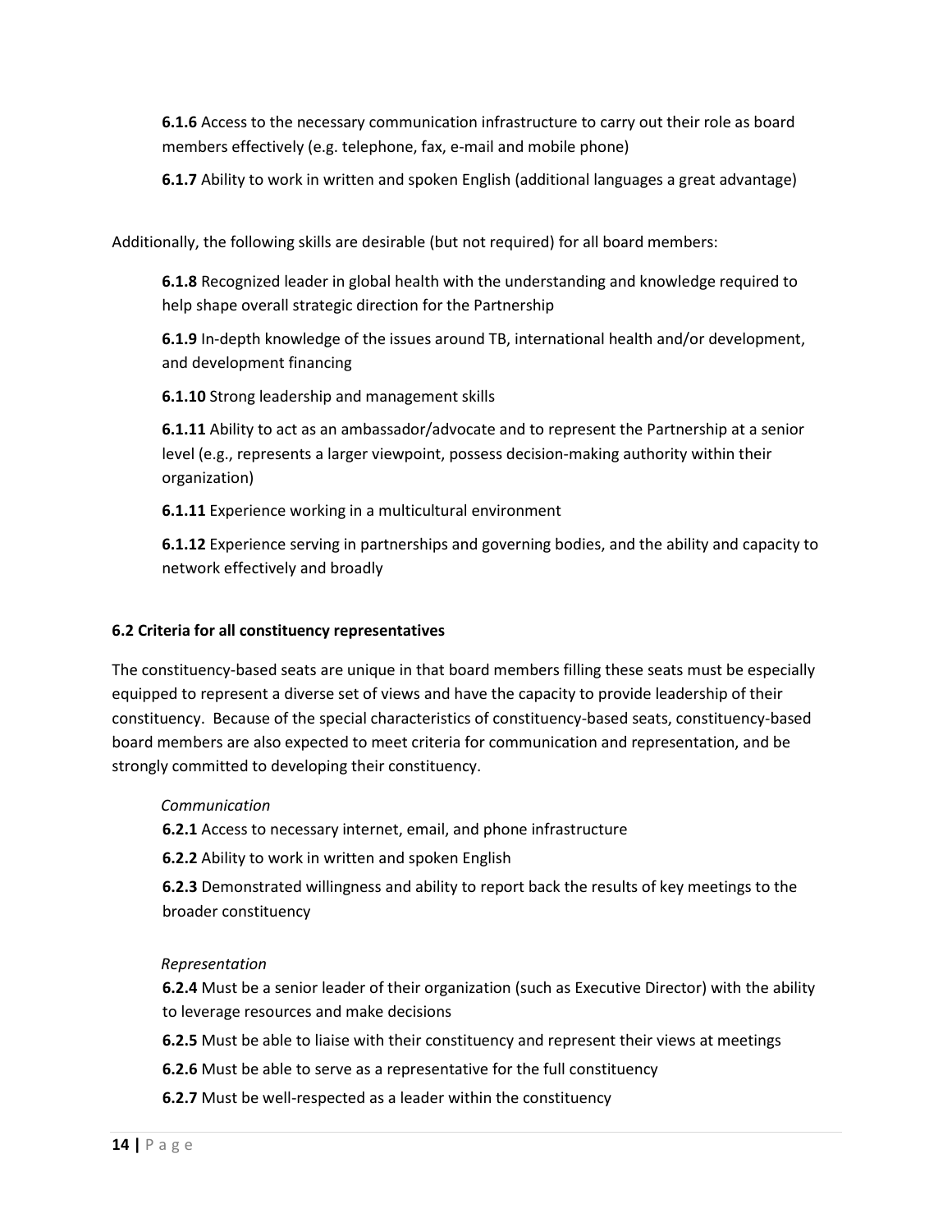**6.1.6** Access to the necessary communication infrastructure to carry out their role as board members effectively (e.g. telephone, fax, e-mail and mobile phone)

**6.1.7** Ability to work in written and spoken English (additional languages a great advantage)

Additionally, the following skills are desirable (but not required) for all board members:

**6.1.8** Recognized leader in global health with the understanding and knowledge required to help shape overall strategic direction for the Partnership

**6.1.9** In-depth knowledge of the issues around TB, international health and/or development, and development financing

**6.1.10** Strong leadership and management skills

**6.1.11** Ability to act as an ambassador/advocate and to represent the Partnership at a senior level (e.g., represents a larger viewpoint, possess decision-making authority within their organization)

**6.1.11** Experience working in a multicultural environment

**6.1.12** Experience serving in partnerships and governing bodies, and the ability and capacity to network effectively and broadly

### 6.2 Criteria for all constituency representatives

The constituency-based seats are unique in that board members filling these seats must be especially equipped to represent a diverse set of views and have the capacity to provide leadership of their constituency. Because of the special characteristics of constituency-based seats, constituency-based board members are also expected to meet criteria for communication and representation, and be strongly committed to developing their constituency.

*Communication*

**6.2.1** Access to necessary internet, email, and phone infrastructure

**6.2.2** Ability to work in written and spoken English

**6.2.3** Demonstrated willingness and ability to report back the results of key meetings to the broader constituency

*Representation*

**6.2.4** Must be a senior leader of their organization (such as Executive Director) with the ability to leverage resources and make decisions

**6.2.5** Must be able to liaise with their constituency and represent their views at meetings

**6.2.6** Must be able to serve as a representative for the full constituency

**6.2.7** Must be well-respected as a leader within the constituency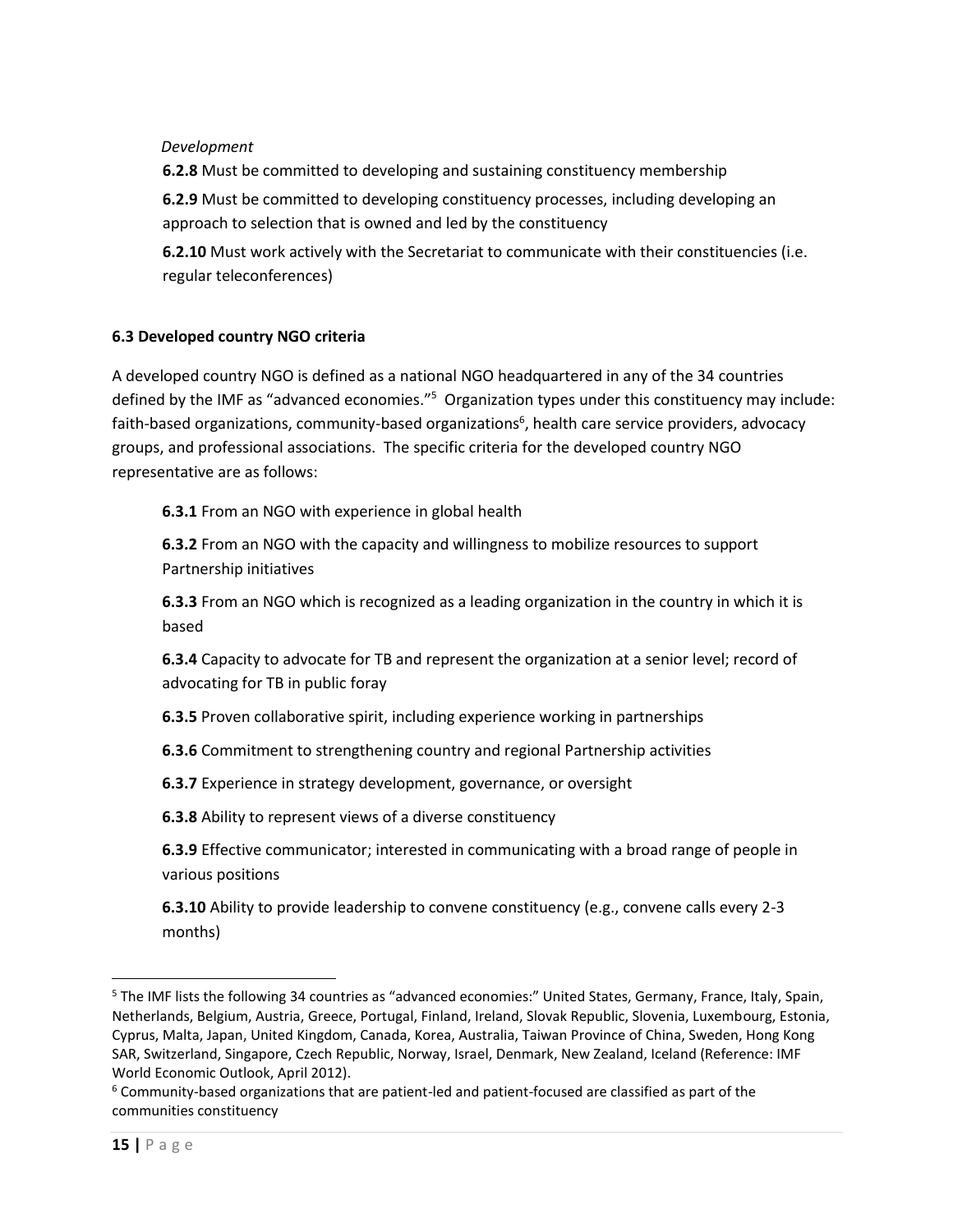*Development*

**6.2.8** Must be committed to developing and sustaining constituency membership

**6.2.9** Must be committed to developing constituency processes, including developing an approach to selection that is owned and led by the constituency

**6.2.10** Must work actively with the Secretariat to communicate with their constituencies (i.e. regular teleconferences)

### 6.3 Developed country NGO criteria

A developed country NGO is defined as a national NGO headquartered in any of the 34 countries defined by the IMF as "advanced economies."[5] Organization types under this constituency may include: faith-based organizations, community-based organizations[6], health care service providers, advocacy groups, and professional associations. The specific criteria for the developed country NGO representative are as follows:

**6.3.1** From an NGO with experience in global health

**6.3.2** From an NGO with the capacity and willingness to mobilize resources to support Partnership initiatives

**6.3.3** From an NGO which is recognized as a leading organization in the country in which it is based

**6.3.4** Capacity to advocate for TB and represent the organization at a senior level; record of advocating for TB in public foray

**6.3.5** Proven collaborative spirit, including experience working in partnerships

**6.3.6** Commitment to strengthening country and regional Partnership activities

**6.3.7** Experience in strategy development, governance, or oversight

**6.3.8** Ability to represent views of a diverse constituency

**6.3.9** Effective communicator; interested in communicating with a broad range of people in various positions

**6.3.10** Ability to provide leadership to convene constituency (e.g., convene calls every 2-3 months)

---

[5] The IMF lists the following 34 countries as "advanced economies:" United States, Germany, France, Italy, Spain, Netherlands, Belgium, Austria, Greece, Portugal, Finland, Ireland, Slovak Republic, Slovenia, Luxembourg, Estonia, Cyprus, Malta, Japan, United Kingdom, Canada, Korea, Australia, Taiwan Province of China, Sweden, Hong Kong SAR, Switzerland, Singapore, Czech Republic, Norway, Israel, Denmark, New Zealand, Iceland (Reference: IMF World Economic Outlook, April 2012).

[6] Community-based organizations that are patient-led and patient-focused are classified as part of the communities constituency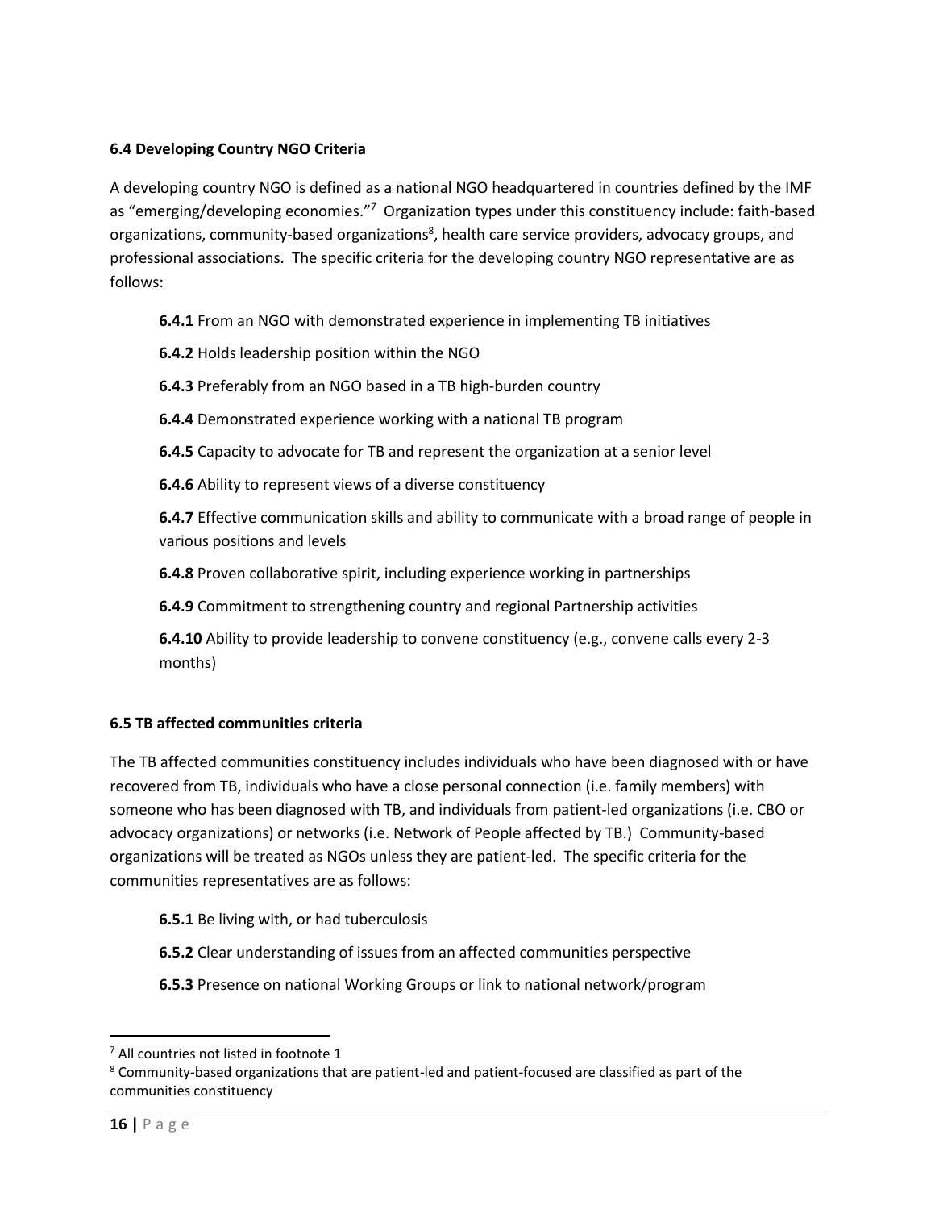**6.4 Developing Country NGO Criteria**

A developing country NGO is defined as a national NGO headquartered in countries defined by the IMF as "emerging/developing economies."[7] Organization types under this constituency include: faith-based organizations, community-based organizations[8], health care service providers, advocacy groups, and professional associations. The specific criteria for the developing country NGO representative are as follows:

**6.4.1** From an NGO with demonstrated experience in implementing TB initiatives

**6.4.2** Holds leadership position within the NGO

**6.4.3** Preferably from an NGO based in a TB high-burden country

**6.4.4** Demonstrated experience working with a national TB program

**6.4.5** Capacity to advocate for TB and represent the organization at a senior level

**6.4.6** Ability to represent views of a diverse constituency

**6.4.7** Effective communication skills and ability to communicate with a broad range of people in various positions and levels

**6.4.8** Proven collaborative spirit, including experience working in partnerships

**6.4.9** Commitment to strengthening country and regional Partnership activities

**6.4.10** Ability to provide leadership to convene constituency (e.g., convene calls every 2-3 months)

**6.5 TB affected communities criteria**

The TB affected communities constituency includes individuals who have been diagnosed with or have recovered from TB, individuals who have a close personal connection (i.e. family members) with someone who has been diagnosed with TB, and individuals from patient-led organizations (i.e. CBO or advocacy organizations) or networks (i.e. Network of People affected by TB.) Community-based organizations will be treated as NGOs unless they are patient-led. The specific criteria for the communities representatives are as follows:

**6.5.1** Be living with, or had tuberculosis

**6.5.2** Clear understanding of issues from an affected communities perspective

**6.5.3** Presence on national Working Groups or link to national network/program

[7] All countries not listed in footnote 1

[8] Community-based organizations that are patient-led and patient-focused are classified as part of the communities constituency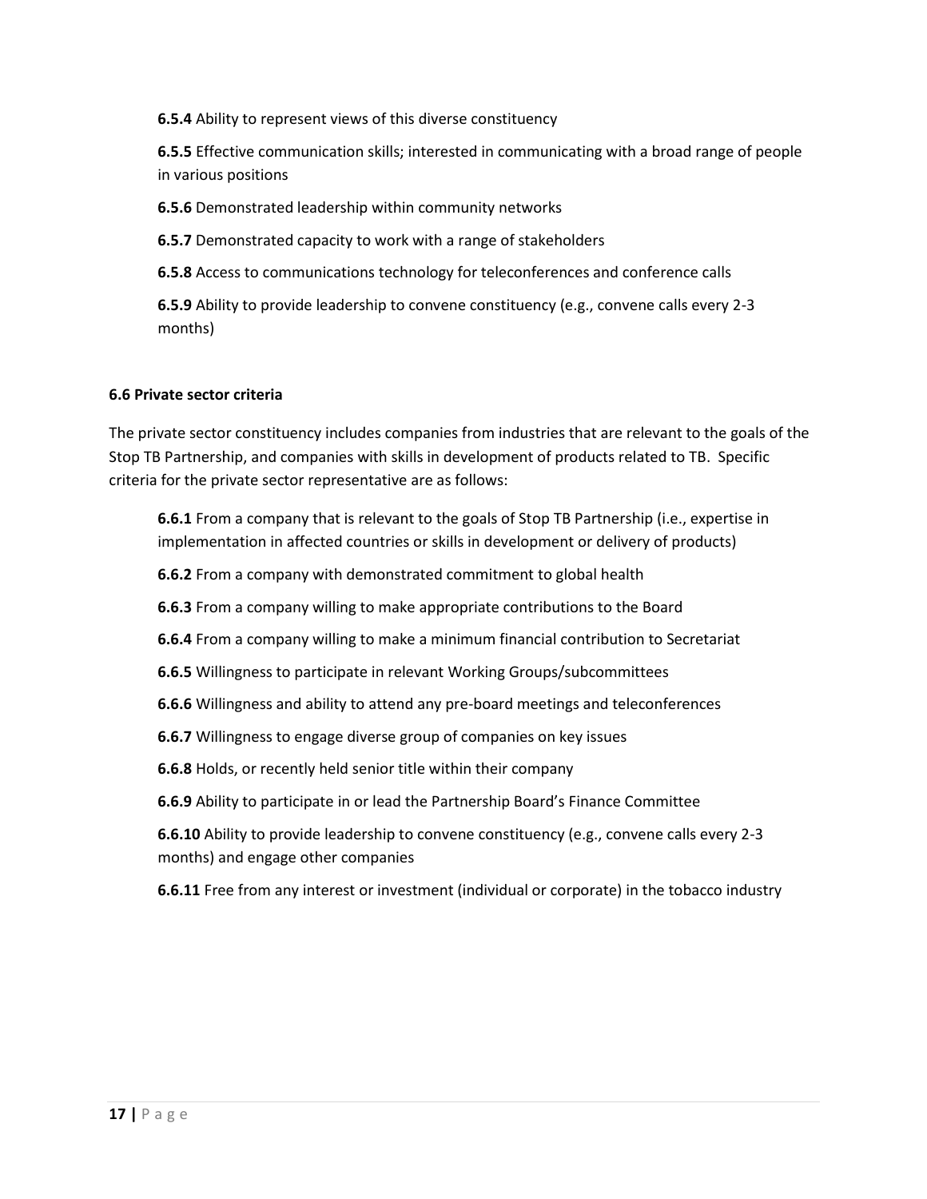**6.5.4** Ability to represent views of this diverse constituency

**6.5.5** Effective communication skills; interested in communicating with a broad range of people in various positions

**6.5.6** Demonstrated leadership within community networks

**6.5.7** Demonstrated capacity to work with a range of stakeholders

**6.5.8** Access to communications technology for teleconferences and conference calls

**6.5.9** Ability to provide leadership to convene constituency (e.g., convene calls every 2-3 months)

### 6.6 Private sector criteria

The private sector constituency includes companies from industries that are relevant to the goals of the Stop TB Partnership, and companies with skills in development of products related to TB. Specific criteria for the private sector representative are as follows:

**6.6.1** From a company that is relevant to the goals of Stop TB Partnership (i.e., expertise in implementation in affected countries or skills in development or delivery of products)

**6.6.2** From a company with demonstrated commitment to global health

**6.6.3** From a company willing to make appropriate contributions to the Board

**6.6.4** From a company willing to make a minimum financial contribution to Secretariat

**6.6.5** Willingness to participate in relevant Working Groups/subcommittees

**6.6.6** Willingness and ability to attend any pre-board meetings and teleconferences

**6.6.7** Willingness to engage diverse group of companies on key issues

**6.6.8** Holds, or recently held senior title within their company

**6.6.9** Ability to participate in or lead the Partnership Board's Finance Committee

**6.6.10** Ability to provide leadership to convene constituency (e.g., convene calls every 2-3 months) and engage other companies

**6.6.11** Free from any interest or investment (individual or corporate) in the tobacco industry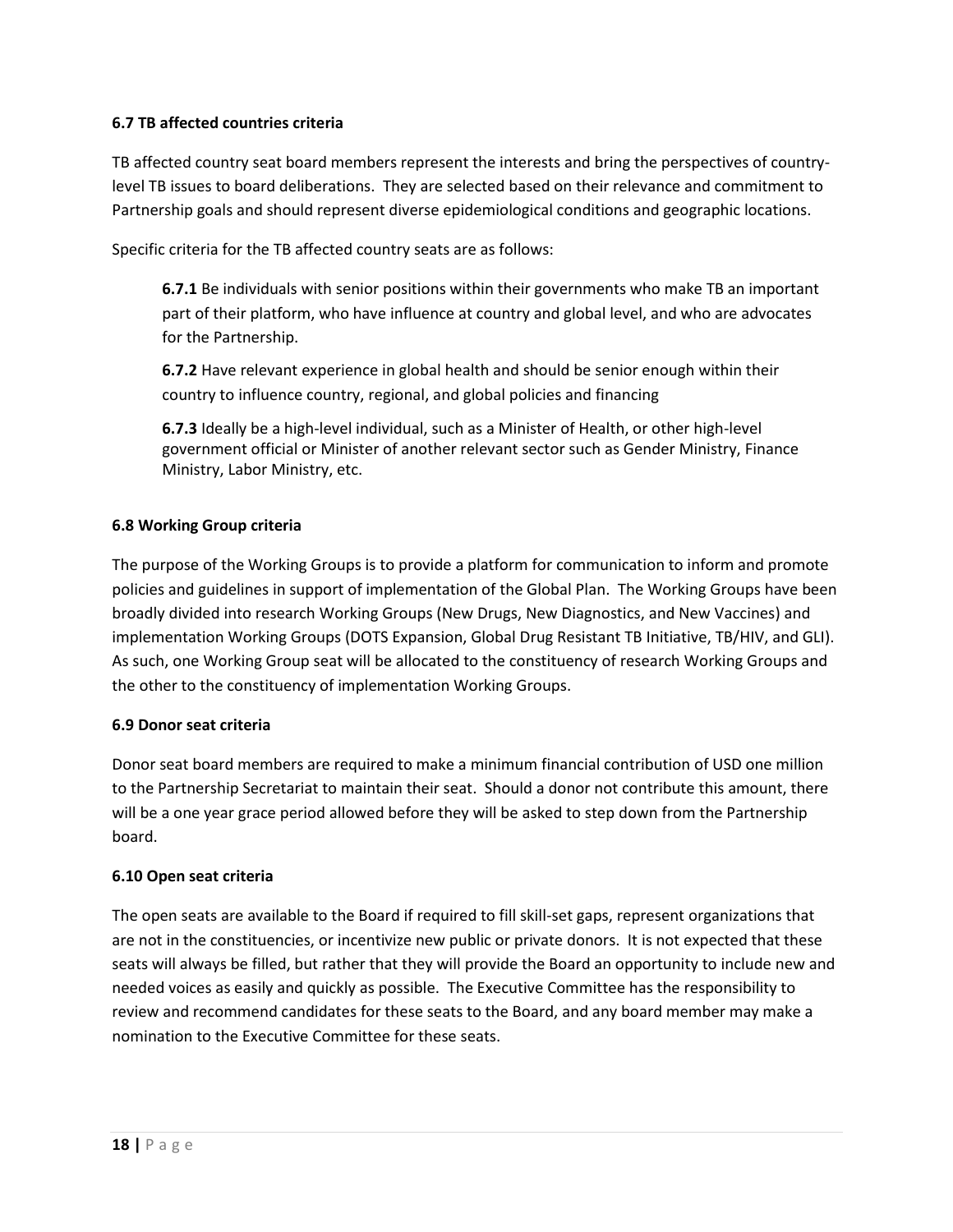### 6.7 TB affected countries criteria

TB affected country seat board members represent the interests and bring the perspectives of country-level TB issues to board deliberations. They are selected based on their relevance and commitment to Partnership goals and should represent diverse epidemiological conditions and geographic locations.

Specific criteria for the TB affected country seats are as follows:

> **6.7.1** Be individuals with senior positions within their governments who make TB an important part of their platform, who have influence at country and global level, and who are advocates for the Partnership.
>
> **6.7.2** Have relevant experience in global health and should be senior enough within their country to influence country, regional, and global policies and financing
>
> **6.7.3** Ideally be a high-level individual, such as a Minister of Health, or other high-level government official or Minister of another relevant sector such as Gender Ministry, Finance Ministry, Labor Ministry, etc.

### 6.8 Working Group criteria

The purpose of the Working Groups is to provide a platform for communication to inform and promote policies and guidelines in support of implementation of the Global Plan. The Working Groups have been broadly divided into research Working Groups (New Drugs, New Diagnostics, and New Vaccines) and implementation Working Groups (DOTS Expansion, Global Drug Resistant TB Initiative, TB/HIV, and GLI). As such, one Working Group seat will be allocated to the constituency of research Working Groups and the other to the constituency of implementation Working Groups.

### 6.9 Donor seat criteria

Donor seat board members are required to make a minimum financial contribution of USD one million to the Partnership Secretariat to maintain their seat. Should a donor not contribute this amount, there will be a one year grace period allowed before they will be asked to step down from the Partnership board.

### 6.10 Open seat criteria

The open seats are available to the Board if required to fill skill-set gaps, represent organizations that are not in the constituencies, or incentivize new public or private donors. It is not expected that these seats will always be filled, but rather that they will provide the Board an opportunity to include new and needed voices as easily and quickly as possible. The Executive Committee has the responsibility to review and recommend candidates for these seats to the Board, and any board member may make a nomination to the Executive Committee for these seats.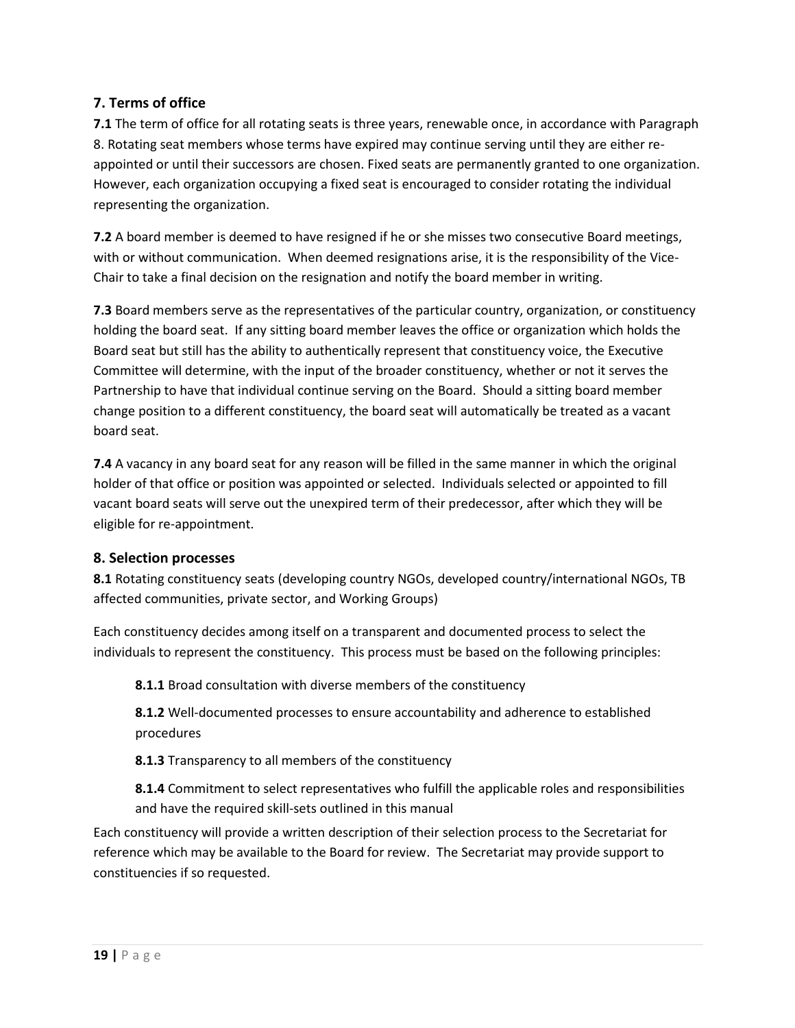## 7. Terms of office

**7.1** The term of office for all rotating seats is three years, renewable once, in accordance with Paragraph 8. Rotating seat members whose terms have expired may continue serving until they are either re-appointed or until their successors are chosen. Fixed seats are permanently granted to one organization. However, each organization occupying a fixed seat is encouraged to consider rotating the individual representing the organization.

**7.2** A board member is deemed to have resigned if he or she misses two consecutive Board meetings, with or without communication. When deemed resignations arise, it is the responsibility of the Vice-Chair to take a final decision on the resignation and notify the board member in writing.

**7.3** Board members serve as the representatives of the particular country, organization, or constituency holding the board seat. If any sitting board member leaves the office or organization which holds the Board seat but still has the ability to authentically represent that constituency voice, the Executive Committee will determine, with the input of the broader constituency, whether or not it serves the Partnership to have that individual continue serving on the Board. Should a sitting board member change position to a different constituency, the board seat will automatically be treated as a vacant board seat.

**7.4** A vacancy in any board seat for any reason will be filled in the same manner in which the original holder of that office or position was appointed or selected. Individuals selected or appointed to fill vacant board seats will serve out the unexpired term of their predecessor, after which they will be eligible for re-appointment.

## 8. Selection processes

**8.1** Rotating constituency seats (developing country NGOs, developed country/international NGOs, TB affected communities, private sector, and Working Groups)

Each constituency decides among itself on a transparent and documented process to select the individuals to represent the constituency. This process must be based on the following principles:

- **8.1.1** Broad consultation with diverse members of the constituency
- **8.1.2** Well-documented processes to ensure accountability and adherence to established procedures
- **8.1.3** Transparency to all members of the constituency
- **8.1.4** Commitment to select representatives who fulfill the applicable roles and responsibilities and have the required skill-sets outlined in this manual

Each constituency will provide a written description of their selection process to the Secretariat for reference which may be available to the Board for review. The Secretariat may provide support to constituencies if so requested.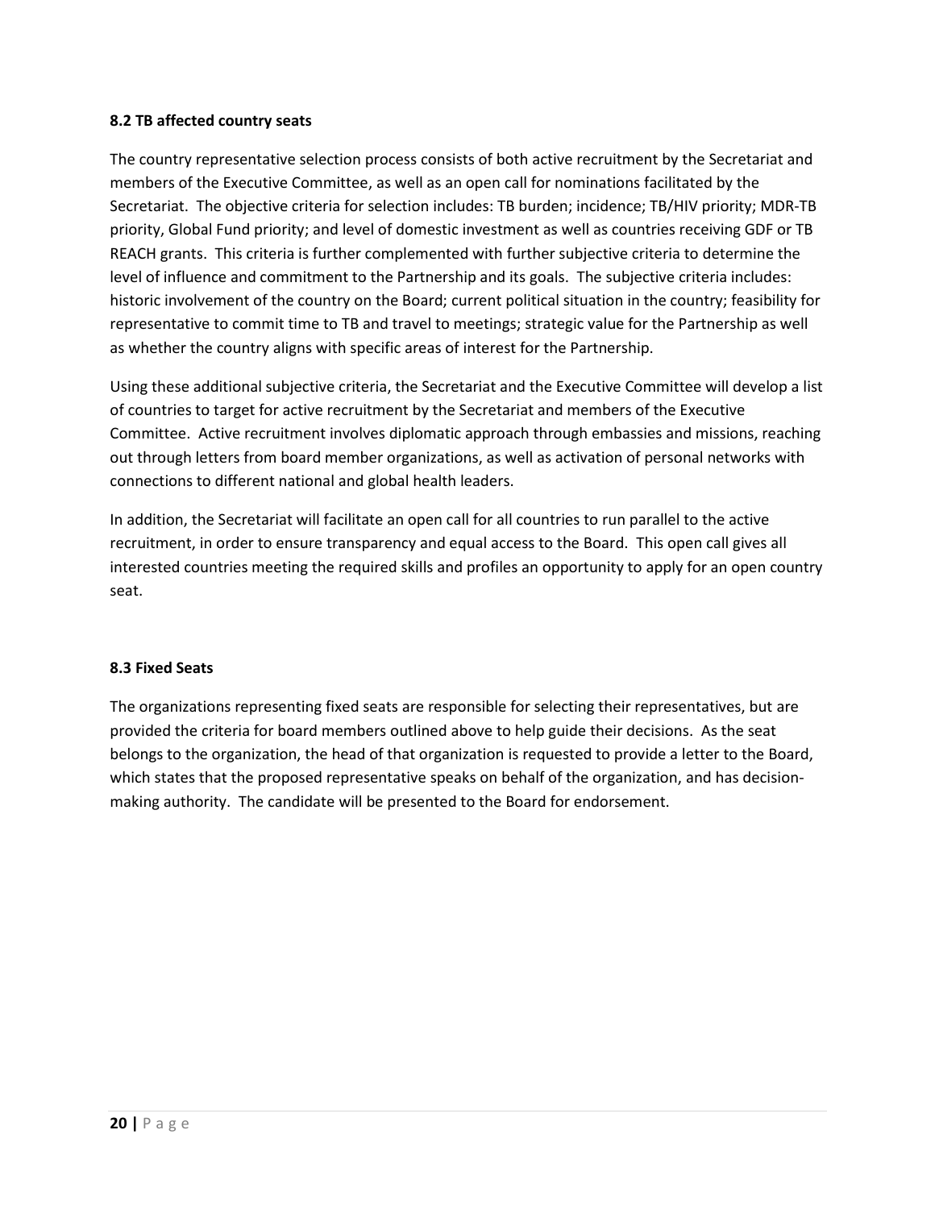### 8.2 TB affected country seats

The country representative selection process consists of both active recruitment by the Secretariat and members of the Executive Committee, as well as an open call for nominations facilitated by the Secretariat. The objective criteria for selection includes: TB burden; incidence; TB/HIV priority; MDR-TB priority, Global Fund priority; and level of domestic investment as well as countries receiving GDF or TB REACH grants. This criteria is further complemented with further subjective criteria to determine the level of influence and commitment to the Partnership and its goals. The subjective criteria includes: historic involvement of the country on the Board; current political situation in the country; feasibility for representative to commit time to TB and travel to meetings; strategic value for the Partnership as well as whether the country aligns with specific areas of interest for the Partnership.

Using these additional subjective criteria, the Secretariat and the Executive Committee will develop a list of countries to target for active recruitment by the Secretariat and members of the Executive Committee. Active recruitment involves diplomatic approach through embassies and missions, reaching out through letters from board member organizations, as well as activation of personal networks with connections to different national and global health leaders.

In addition, the Secretariat will facilitate an open call for all countries to run parallel to the active recruitment, in order to ensure transparency and equal access to the Board. This open call gives all interested countries meeting the required skills and profiles an opportunity to apply for an open country seat.

### 8.3 Fixed Seats

The organizations representing fixed seats are responsible for selecting their representatives, but are provided the criteria for board members outlined above to help guide their decisions. As the seat belongs to the organization, the head of that organization is requested to provide a letter to the Board, which states that the proposed representative speaks on behalf of the organization, and has decision-making authority. The candidate will be presented to the Board for endorsement.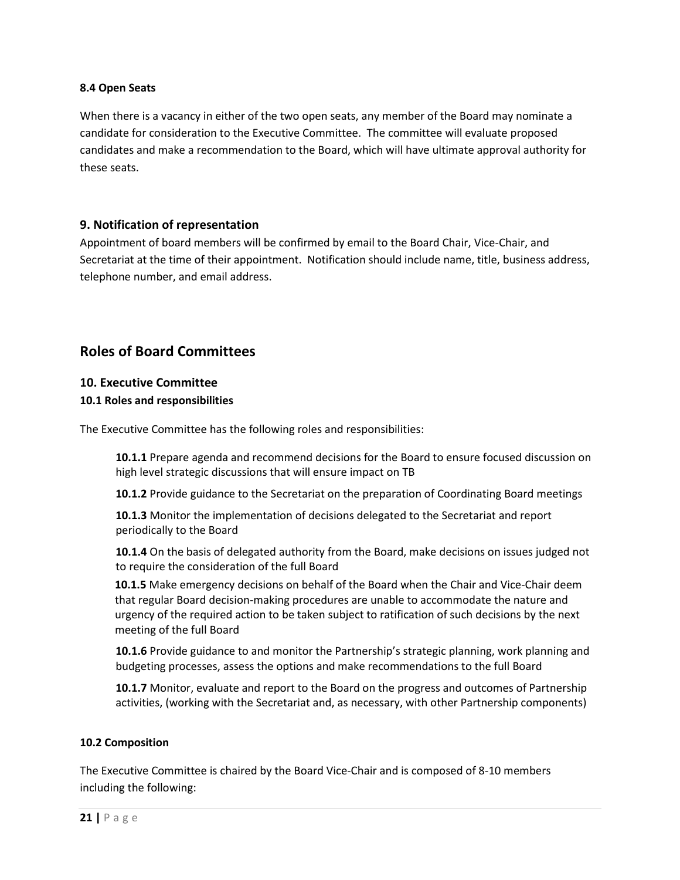#### 8.4 Open Seats

When there is a vacancy in either of the two open seats, any member of the Board may nominate a candidate for consideration to the Executive Committee. The committee will evaluate proposed candidates and make a recommendation to the Board, which will have ultimate approval authority for these seats.

### 9. Notification of representation

Appointment of board members will be confirmed by email to the Board Chair, Vice-Chair, and Secretariat at the time of their appointment. Notification should include name, title, business address, telephone number, and email address.

## Roles of Board Committees

### 10. Executive Committee

#### 10.1 Roles and responsibilities

The Executive Committee has the following roles and responsibilities:

**10.1.1** Prepare agenda and recommend decisions for the Board to ensure focused discussion on high level strategic discussions that will ensure impact on TB

**10.1.2** Provide guidance to the Secretariat on the preparation of Coordinating Board meetings

**10.1.3** Monitor the implementation of decisions delegated to the Secretariat and report periodically to the Board

**10.1.4** On the basis of delegated authority from the Board, make decisions on issues judged not to require the consideration of the full Board

**10.1.5** Make emergency decisions on behalf of the Board when the Chair and Vice-Chair deem that regular Board decision-making procedures are unable to accommodate the nature and urgency of the required action to be taken subject to ratification of such decisions by the next meeting of the full Board

**10.1.6** Provide guidance to and monitor the Partnership's strategic planning, work planning and budgeting processes, assess the options and make recommendations to the full Board

**10.1.7** Monitor, evaluate and report to the Board on the progress and outcomes of Partnership activities, (working with the Secretariat and, as necessary, with other Partnership components)

#### 10.2 Composition

The Executive Committee is chaired by the Board Vice-Chair and is composed of 8-10 members including the following: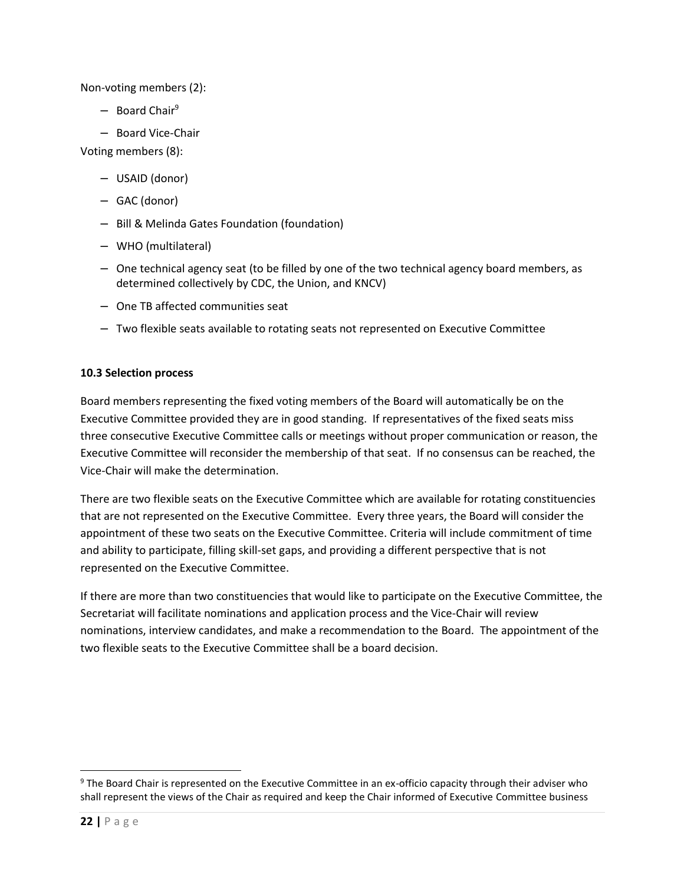Non-voting members (2):

- Board Chair[9]
- Board Vice-Chair

Voting members (8):

- USAID (donor)
- GAC (donor)
- Bill & Melinda Gates Foundation (foundation)
- WHO (multilateral)
- One technical agency seat (to be filled by one of the two technical agency board members, as determined collectively by CDC, the Union, and KNCV)
- One TB affected communities seat
- Two flexible seats available to rotating seats not represented on Executive Committee

**10.3 Selection process**

Board members representing the fixed voting members of the Board will automatically be on the Executive Committee provided they are in good standing. If representatives of the fixed seats miss three consecutive Executive Committee calls or meetings without proper communication or reason, the Executive Committee will reconsider the membership of that seat. If no consensus can be reached, the Vice-Chair will make the determination.

There are two flexible seats on the Executive Committee which are available for rotating constituencies that are not represented on the Executive Committee. Every three years, the Board will consider the appointment of these two seats on the Executive Committee. Criteria will include commitment of time and ability to participate, filling skill-set gaps, and providing a different perspective that is not represented on the Executive Committee.

If there are more than two constituencies that would like to participate on the Executive Committee, the Secretariat will facilitate nominations and application process and the Vice-Chair will review nominations, interview candidates, and make a recommendation to the Board. The appointment of the two flexible seats to the Executive Committee shall be a board decision.

[9] The Board Chair is represented on the Executive Committee in an ex-officio capacity through their adviser who shall represent the views of the Chair as required and keep the Chair informed of Executive Committee business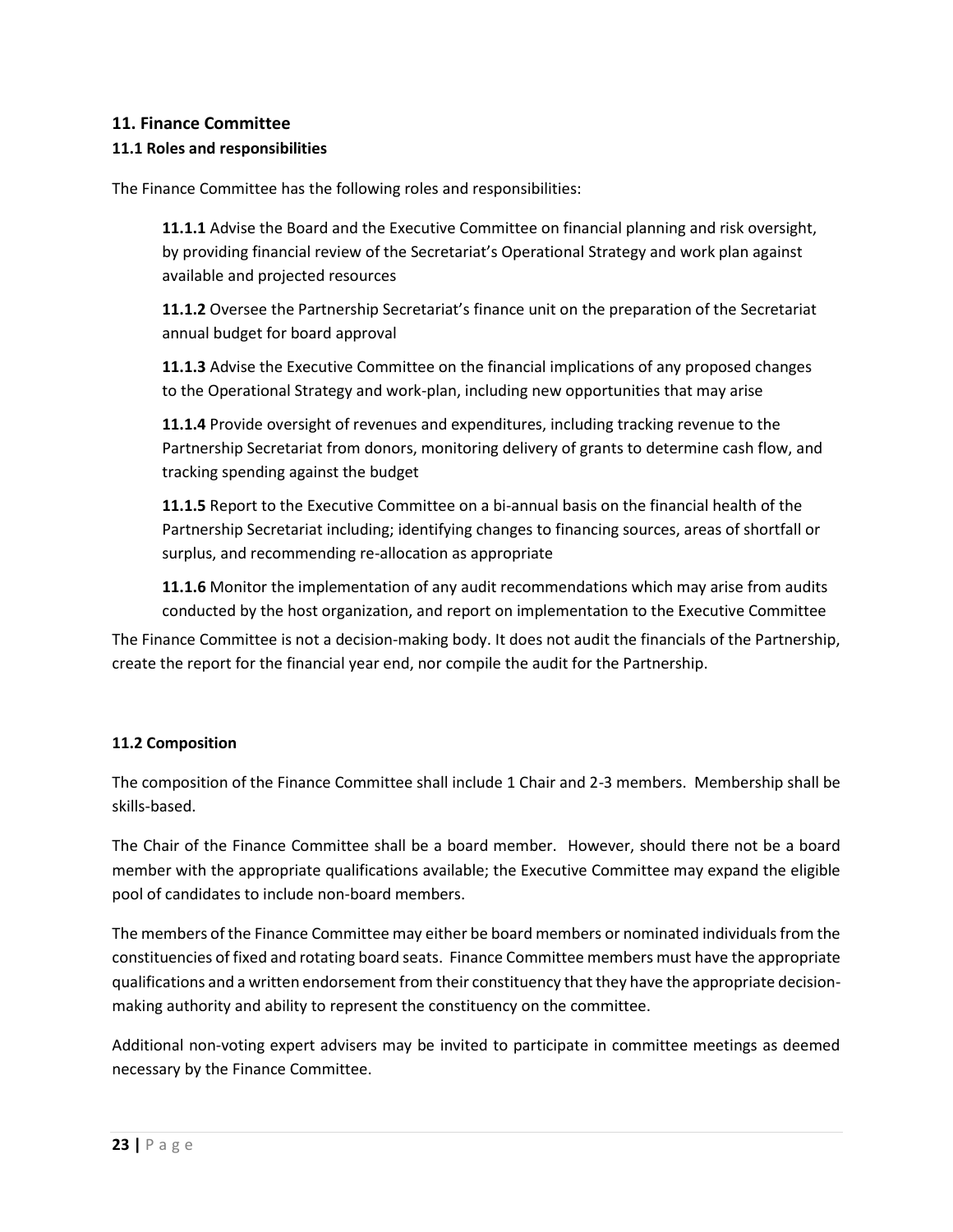## 11. Finance Committee

### 11.1 Roles and responsibilities

The Finance Committee has the following roles and responsibilities:

**11.1.1** Advise the Board and the Executive Committee on financial planning and risk oversight, by providing financial review of the Secretariat's Operational Strategy and work plan against available and projected resources

**11.1.2** Oversee the Partnership Secretariat's finance unit on the preparation of the Secretariat annual budget for board approval

**11.1.3** Advise the Executive Committee on the financial implications of any proposed changes to the Operational Strategy and work-plan, including new opportunities that may arise

**11.1.4** Provide oversight of revenues and expenditures, including tracking revenue to the Partnership Secretariat from donors, monitoring delivery of grants to determine cash flow, and tracking spending against the budget

**11.1.5** Report to the Executive Committee on a bi-annual basis on the financial health of the Partnership Secretariat including; identifying changes to financing sources, areas of shortfall or surplus, and recommending re-allocation as appropriate

**11.1.6** Monitor the implementation of any audit recommendations which may arise from audits conducted by the host organization, and report on implementation to the Executive Committee

The Finance Committee is not a decision-making body. It does not audit the financials of the Partnership, create the report for the financial year end, nor compile the audit for the Partnership.

### 11.2 Composition

The composition of the Finance Committee shall include 1 Chair and 2-3 members. Membership shall be skills-based.

The Chair of the Finance Committee shall be a board member. However, should there not be a board member with the appropriate qualifications available; the Executive Committee may expand the eligible pool of candidates to include non-board members.

The members of the Finance Committee may either be board members or nominated individuals from the constituencies of fixed and rotating board seats. Finance Committee members must have the appropriate qualifications and a written endorsement from their constituency that they have the appropriate decision-making authority and ability to represent the constituency on the committee.

Additional non-voting expert advisers may be invited to participate in committee meetings as deemed necessary by the Finance Committee.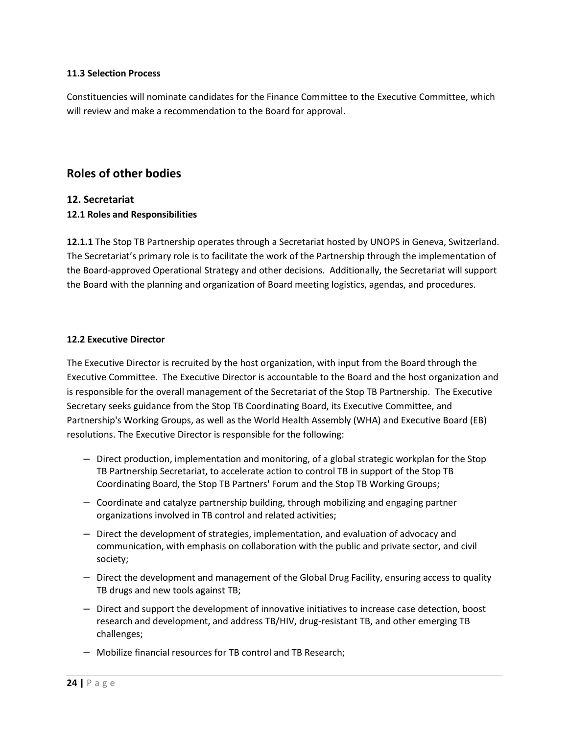**11.3 Selection Process**

Constituencies will nominate candidates for the Finance Committee to the Executive Committee, which will review and make a recommendation to the Board for approval.

# Roles of other bodies

## 12. Secretariat

### 12.1 Roles and Responsibilities

**12.1.1** The Stop TB Partnership operates through a Secretariat hosted by UNOPS in Geneva, Switzerland. The Secretariat's primary role is to facilitate the work of the Partnership through the implementation of the Board-approved Operational Strategy and other decisions. Additionally, the Secretariat will support the Board with the planning and organization of Board meeting logistics, agendas, and procedures.

### 12.2 Executive Director

The Executive Director is recruited by the host organization, with input from the Board through the Executive Committee. The Executive Director is accountable to the Board and the host organization and is responsible for the overall management of the Secretariat of the Stop TB Partnership. The Executive Secretary seeks guidance from the Stop TB Coordinating Board, its Executive Committee, and Partnership's Working Groups, as well as the World Health Assembly (WHA) and Executive Board (EB) resolutions. The Executive Director is responsible for the following:

- Direct production, implementation and monitoring, of a global strategic workplan for the Stop TB Partnership Secretariat, to accelerate action to control TB in support of the Stop TB Coordinating Board, the Stop TB Partners' Forum and the Stop TB Working Groups;
- Coordinate and catalyze partnership building, through mobilizing and engaging partner organizations involved in TB control and related activities;
- Direct the development of strategies, implementation, and evaluation of advocacy and communication, with emphasis on collaboration with the public and private sector, and civil society;
- Direct the development and management of the Global Drug Facility, ensuring access to quality TB drugs and new tools against TB;
- Direct and support the development of innovative initiatives to increase case detection, boost research and development, and address TB/HIV, drug-resistant TB, and other emerging TB challenges;
- Mobilize financial resources for TB control and TB Research;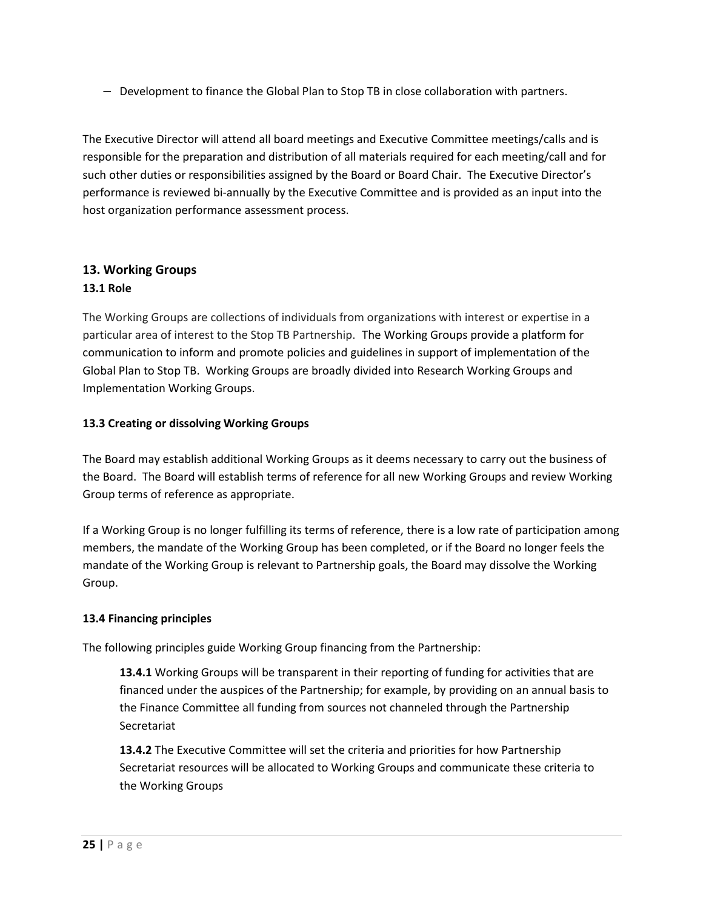– Development to finance the Global Plan to Stop TB in close collaboration with partners.

The Executive Director will attend all board meetings and Executive Committee meetings/calls and is responsible for the preparation and distribution of all materials required for each meeting/call and for such other duties or responsibilities assigned by the Board or Board Chair. The Executive Director's performance is reviewed bi-annually by the Executive Committee and is provided as an input into the host organization performance assessment process.

## 13. Working Groups

### 13.1 Role

The Working Groups are collections of individuals from organizations with interest or expertise in a particular area of interest to the Stop TB Partnership. The Working Groups provide a platform for communication to inform and promote policies and guidelines in support of implementation of the Global Plan to Stop TB. Working Groups are broadly divided into Research Working Groups and Implementation Working Groups.

### 13.3 Creating or dissolving Working Groups

The Board may establish additional Working Groups as it deems necessary to carry out the business of the Board. The Board will establish terms of reference for all new Working Groups and review Working Group terms of reference as appropriate.

If a Working Group is no longer fulfilling its terms of reference, there is a low rate of participation among members, the mandate of the Working Group has been completed, or if the Board no longer feels the mandate of the Working Group is relevant to Partnership goals, the Board may dissolve the Working Group.

### 13.4 Financing principles

The following principles guide Working Group financing from the Partnership:

**13.4.1** Working Groups will be transparent in their reporting of funding for activities that are financed under the auspices of the Partnership; for example, by providing on an annual basis to the Finance Committee all funding from sources not channeled through the Partnership Secretariat

**13.4.2** The Executive Committee will set the criteria and priorities for how Partnership Secretariat resources will be allocated to Working Groups and communicate these criteria to the Working Groups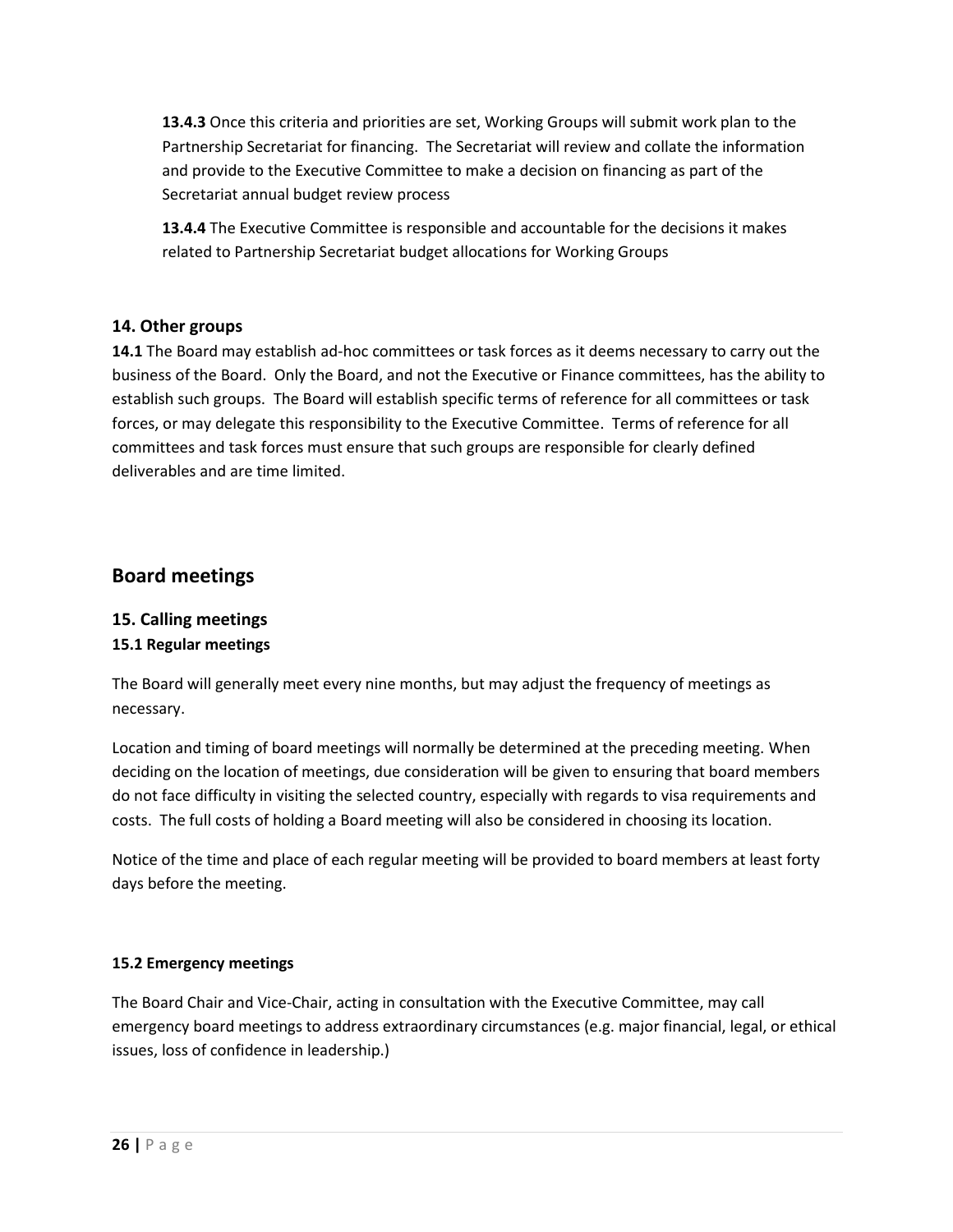**13.4.3** Once this criteria and priorities are set, Working Groups will submit work plan to the Partnership Secretariat for financing. The Secretariat will review and collate the information and provide to the Executive Committee to make a decision on financing as part of the Secretariat annual budget review process

**13.4.4** The Executive Committee is responsible and accountable for the decisions it makes related to Partnership Secretariat budget allocations for Working Groups

### 14. Other groups

**14.1** The Board may establish ad-hoc committees or task forces as it deems necessary to carry out the business of the Board. Only the Board, and not the Executive or Finance committees, has the ability to establish such groups. The Board will establish specific terms of reference for all committees or task forces, or may delegate this responsibility to the Executive Committee. Terms of reference for all committees and task forces must ensure that such groups are responsible for clearly defined deliverables and are time limited.

## Board meetings

### 15. Calling meetings

#### 15.1 Regular meetings

The Board will generally meet every nine months, but may adjust the frequency of meetings as necessary.

Location and timing of board meetings will normally be determined at the preceding meeting. When deciding on the location of meetings, due consideration will be given to ensuring that board members do not face difficulty in visiting the selected country, especially with regards to visa requirements and costs. The full costs of holding a Board meeting will also be considered in choosing its location.

Notice of the time and place of each regular meeting will be provided to board members at least forty days before the meeting.

#### 15.2 Emergency meetings

The Board Chair and Vice-Chair, acting in consultation with the Executive Committee, may call emergency board meetings to address extraordinary circumstances (e.g. major financial, legal, or ethical issues, loss of confidence in leadership.)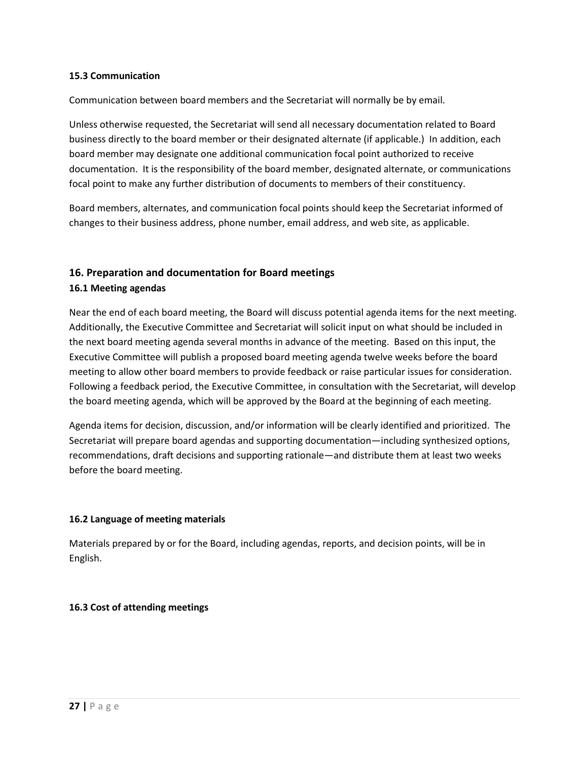### 15.3 Communication

Communication between board members and the Secretariat will normally be by email.

Unless otherwise requested, the Secretariat will send all necessary documentation related to Board business directly to the board member or their designated alternate (if applicable.) In addition, each board member may designate one additional communication focal point authorized to receive documentation. It is the responsibility of the board member, designated alternate, or communications focal point to make any further distribution of documents to members of their constituency.

Board members, alternates, and communication focal points should keep the Secretariat informed of changes to their business address, phone number, email address, and web site, as applicable.

## 16. Preparation and documentation for Board meetings

### 16.1 Meeting agendas

Near the end of each board meeting, the Board will discuss potential agenda items for the next meeting. Additionally, the Executive Committee and Secretariat will solicit input on what should be included in the next board meeting agenda several months in advance of the meeting. Based on this input, the Executive Committee will publish a proposed board meeting agenda twelve weeks before the board meeting to allow other board members to provide feedback or raise particular issues for consideration. Following a feedback period, the Executive Committee, in consultation with the Secretariat, will develop the board meeting agenda, which will be approved by the Board at the beginning of each meeting.

Agenda items for decision, discussion, and/or information will be clearly identified and prioritized. The Secretariat will prepare board agendas and supporting documentation—including synthesized options, recommendations, draft decisions and supporting rationale—and distribute them at least two weeks before the board meeting.

### 16.2 Language of meeting materials

Materials prepared by or for the Board, including agendas, reports, and decision points, will be in English.

### 16.3 Cost of attending meetings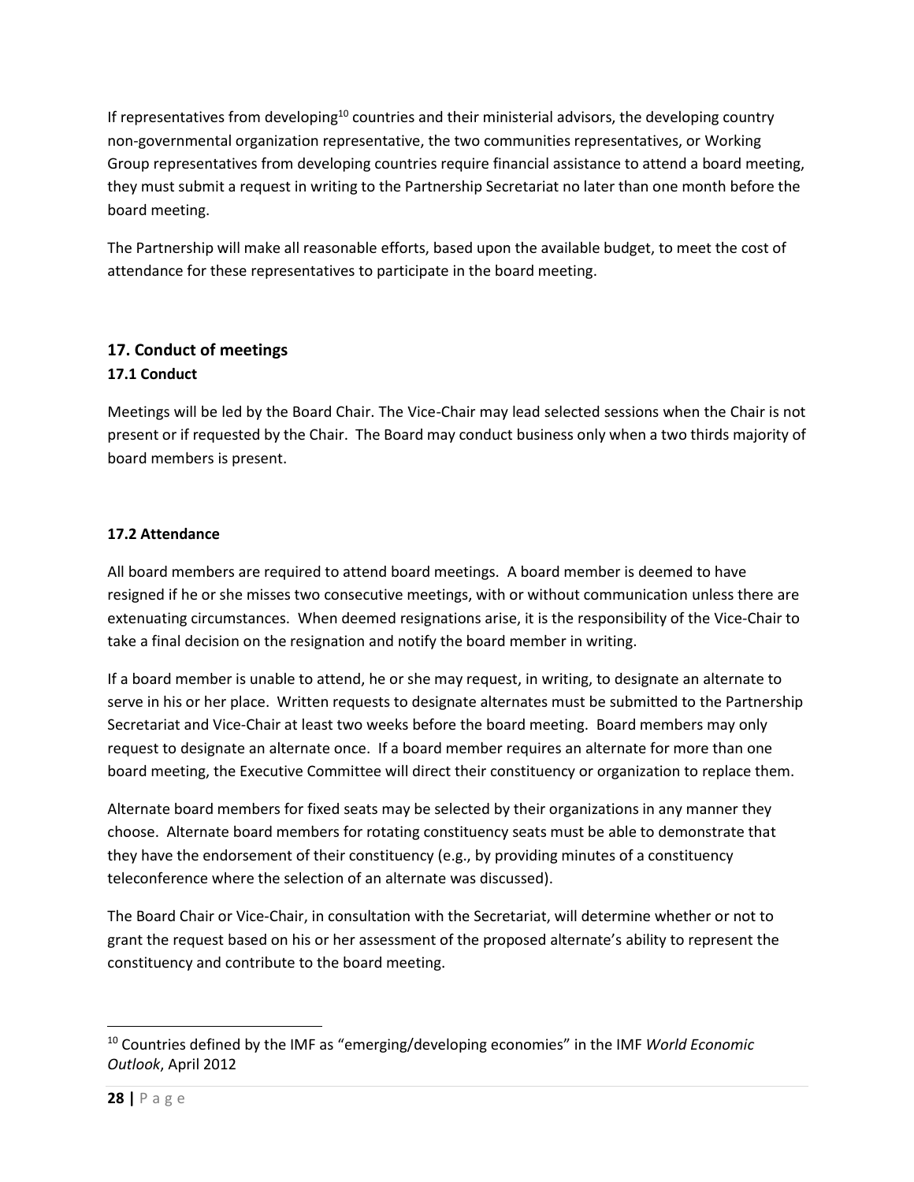If representatives from developing[10] countries and their ministerial advisors, the developing country non-governmental organization representative, the two communities representatives, or Working Group representatives from developing countries require financial assistance to attend a board meeting, they must submit a request in writing to the Partnership Secretariat no later than one month before the board meeting.

The Partnership will make all reasonable efforts, based upon the available budget, to meet the cost of attendance for these representatives to participate in the board meeting.

## 17. Conduct of meetings

### 17.1 Conduct

Meetings will be led by the Board Chair. The Vice-Chair may lead selected sessions when the Chair is not present or if requested by the Chair. The Board may conduct business only when a two thirds majority of board members is present.

### 17.2 Attendance

All board members are required to attend board meetings. A board member is deemed to have resigned if he or she misses two consecutive meetings, with or without communication unless there are extenuating circumstances. When deemed resignations arise, it is the responsibility of the Vice-Chair to take a final decision on the resignation and notify the board member in writing.

If a board member is unable to attend, he or she may request, in writing, to designate an alternate to serve in his or her place. Written requests to designate alternates must be submitted to the Partnership Secretariat and Vice-Chair at least two weeks before the board meeting. Board members may only request to designate an alternate once. If a board member requires an alternate for more than one board meeting, the Executive Committee will direct their constituency or organization to replace them.

Alternate board members for fixed seats may be selected by their organizations in any manner they choose. Alternate board members for rotating constituency seats must be able to demonstrate that they have the endorsement of their constituency (e.g., by providing minutes of a constituency teleconference where the selection of an alternate was discussed).

The Board Chair or Vice-Chair, in consultation with the Secretariat, will determine whether or not to grant the request based on his or her assessment of the proposed alternate's ability to represent the constituency and contribute to the board meeting.

---

[10] Countries defined by the IMF as "emerging/developing economies" in the IMF *World Economic Outlook*, April 2012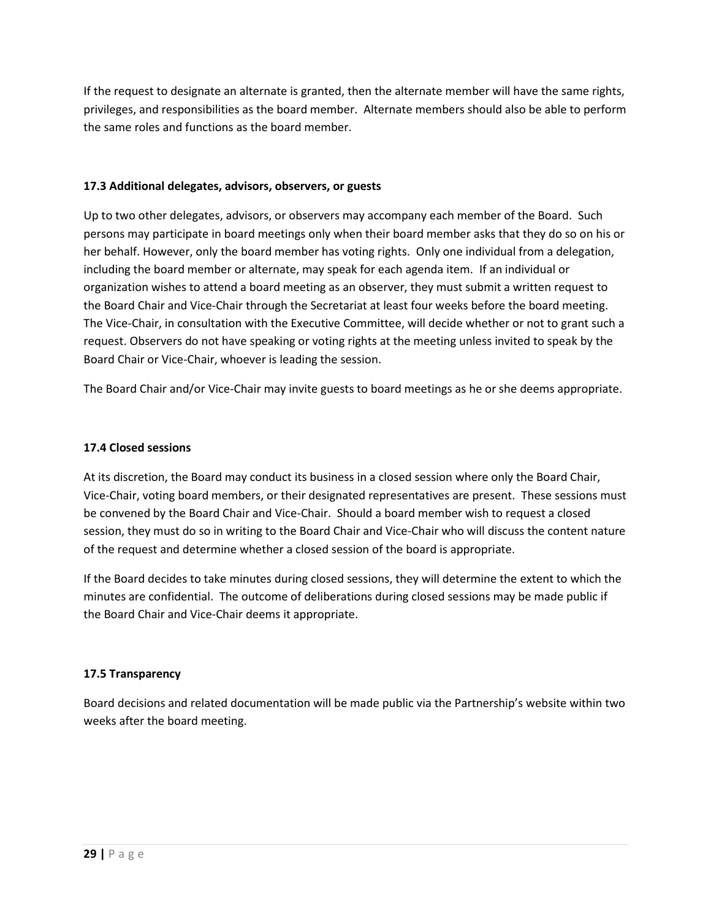If the request to designate an alternate is granted, then the alternate member will have the same rights, privileges, and responsibilities as the board member. Alternate members should also be able to perform the same roles and functions as the board member.

### 17.3 Additional delegates, advisors, observers, or guests

Up to two other delegates, advisors, or observers may accompany each member of the Board. Such persons may participate in board meetings only when their board member asks that they do so on his or her behalf. However, only the board member has voting rights. Only one individual from a delegation, including the board member or alternate, may speak for each agenda item. If an individual or organization wishes to attend a board meeting as an observer, they must submit a written request to the Board Chair and Vice-Chair through the Secretariat at least four weeks before the board meeting. The Vice-Chair, in consultation with the Executive Committee, will decide whether or not to grant such a request. Observers do not have speaking or voting rights at the meeting unless invited to speak by the Board Chair or Vice-Chair, whoever is leading the session.

The Board Chair and/or Vice-Chair may invite guests to board meetings as he or she deems appropriate.

### 17.4 Closed sessions

At its discretion, the Board may conduct its business in a closed session where only the Board Chair, Vice-Chair, voting board members, or their designated representatives are present. These sessions must be convened by the Board Chair and Vice-Chair. Should a board member wish to request a closed session, they must do so in writing to the Board Chair and Vice-Chair who will discuss the content nature of the request and determine whether a closed session of the board is appropriate.

If the Board decides to take minutes during closed sessions, they will determine the extent to which the minutes are confidential. The outcome of deliberations during closed sessions may be made public if the Board Chair and Vice-Chair deems it appropriate.

### 17.5 Transparency

Board decisions and related documentation will be made public via the Partnership's website within two weeks after the board meeting.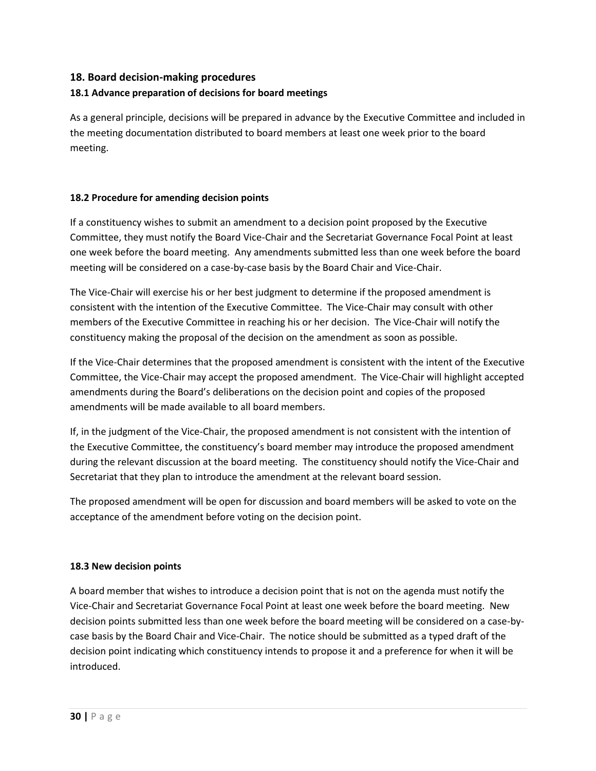## 18. Board decision-making procedures

### 18.1 Advance preparation of decisions for board meetings

As a general principle, decisions will be prepared in advance by the Executive Committee and included in the meeting documentation distributed to board members at least one week prior to the board meeting.

### 18.2 Procedure for amending decision points

If a constituency wishes to submit an amendment to a decision point proposed by the Executive Committee, they must notify the Board Vice-Chair and the Secretariat Governance Focal Point at least one week before the board meeting. Any amendments submitted less than one week before the board meeting will be considered on a case-by-case basis by the Board Chair and Vice-Chair.

The Vice-Chair will exercise his or her best judgment to determine if the proposed amendment is consistent with the intention of the Executive Committee. The Vice-Chair may consult with other members of the Executive Committee in reaching his or her decision. The Vice-Chair will notify the constituency making the proposal of the decision on the amendment as soon as possible.

If the Vice-Chair determines that the proposed amendment is consistent with the intent of the Executive Committee, the Vice-Chair may accept the proposed amendment. The Vice-Chair will highlight accepted amendments during the Board's deliberations on the decision point and copies of the proposed amendments will be made available to all board members.

If, in the judgment of the Vice-Chair, the proposed amendment is not consistent with the intention of the Executive Committee, the constituency's board member may introduce the proposed amendment during the relevant discussion at the board meeting. The constituency should notify the Vice-Chair and Secretariat that they plan to introduce the amendment at the relevant board session.

The proposed amendment will be open for discussion and board members will be asked to vote on the acceptance of the amendment before voting on the decision point.

### 18.3 New decision points

A board member that wishes to introduce a decision point that is not on the agenda must notify the Vice-Chair and Secretariat Governance Focal Point at least one week before the board meeting. New decision points submitted less than one week before the board meeting will be considered on a case-by-case basis by the Board Chair and Vice-Chair. The notice should be submitted as a typed draft of the decision point indicating which constituency intends to propose it and a preference for when it will be introduced.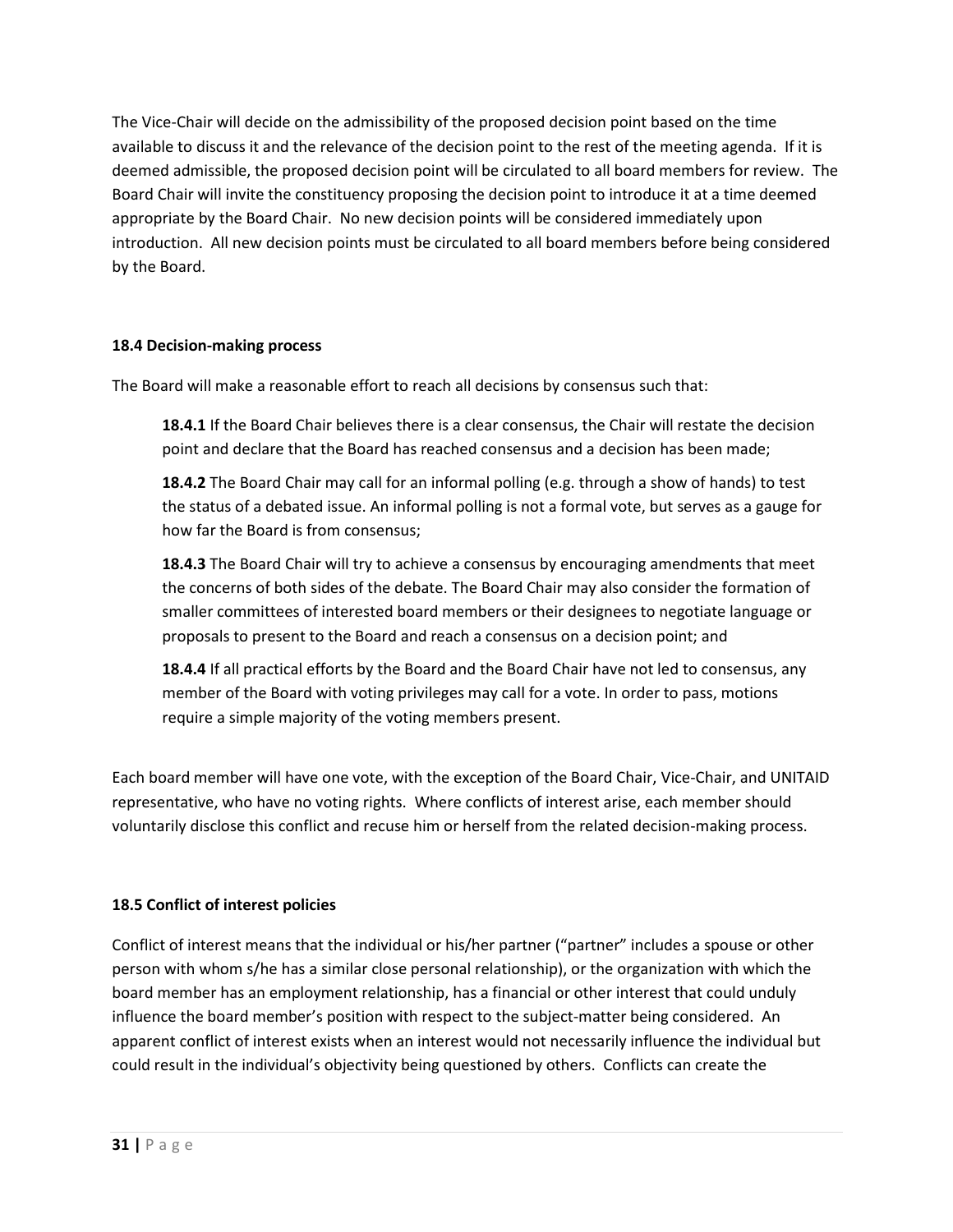The Vice-Chair will decide on the admissibility of the proposed decision point based on the time available to discuss it and the relevance of the decision point to the rest of the meeting agenda. If it is deemed admissible, the proposed decision point will be circulated to all board members for review. The Board Chair will invite the constituency proposing the decision point to introduce it at a time deemed appropriate by the Board Chair. No new decision points will be considered immediately upon introduction. All new decision points must be circulated to all board members before being considered by the Board.

**18.4 Decision-making process**

The Board will make a reasonable effort to reach all decisions by consensus such that:

> **18.4.1** If the Board Chair believes there is a clear consensus, the Chair will restate the decision point and declare that the Board has reached consensus and a decision has been made;
>
> **18.4.2** The Board Chair may call for an informal polling (e.g. through a show of hands) to test the status of a debated issue. An informal polling is not a formal vote, but serves as a gauge for how far the Board is from consensus;
>
> **18.4.3** The Board Chair will try to achieve a consensus by encouraging amendments that meet the concerns of both sides of the debate. The Board Chair may also consider the formation of smaller committees of interested board members or their designees to negotiate language or proposals to present to the Board and reach a consensus on a decision point; and
>
> **18.4.4** If all practical efforts by the Board and the Board Chair have not led to consensus, any member of the Board with voting privileges may call for a vote. In order to pass, motions require a simple majority of the voting members present.

Each board member will have one vote, with the exception of the Board Chair, Vice-Chair, and UNITAID representative, who have no voting rights. Where conflicts of interest arise, each member should voluntarily disclose this conflict and recuse him or herself from the related decision-making process.

**18.5 Conflict of interest policies**

Conflict of interest means that the individual or his/her partner ("partner" includes a spouse or other person with whom s/he has a similar close personal relationship), or the organization with which the board member has an employment relationship, has a financial or other interest that could unduly influence the board member's position with respect to the subject-matter being considered. An apparent conflict of interest exists when an interest would not necessarily influence the individual but could result in the individual's objectivity being questioned by others. Conflicts can create the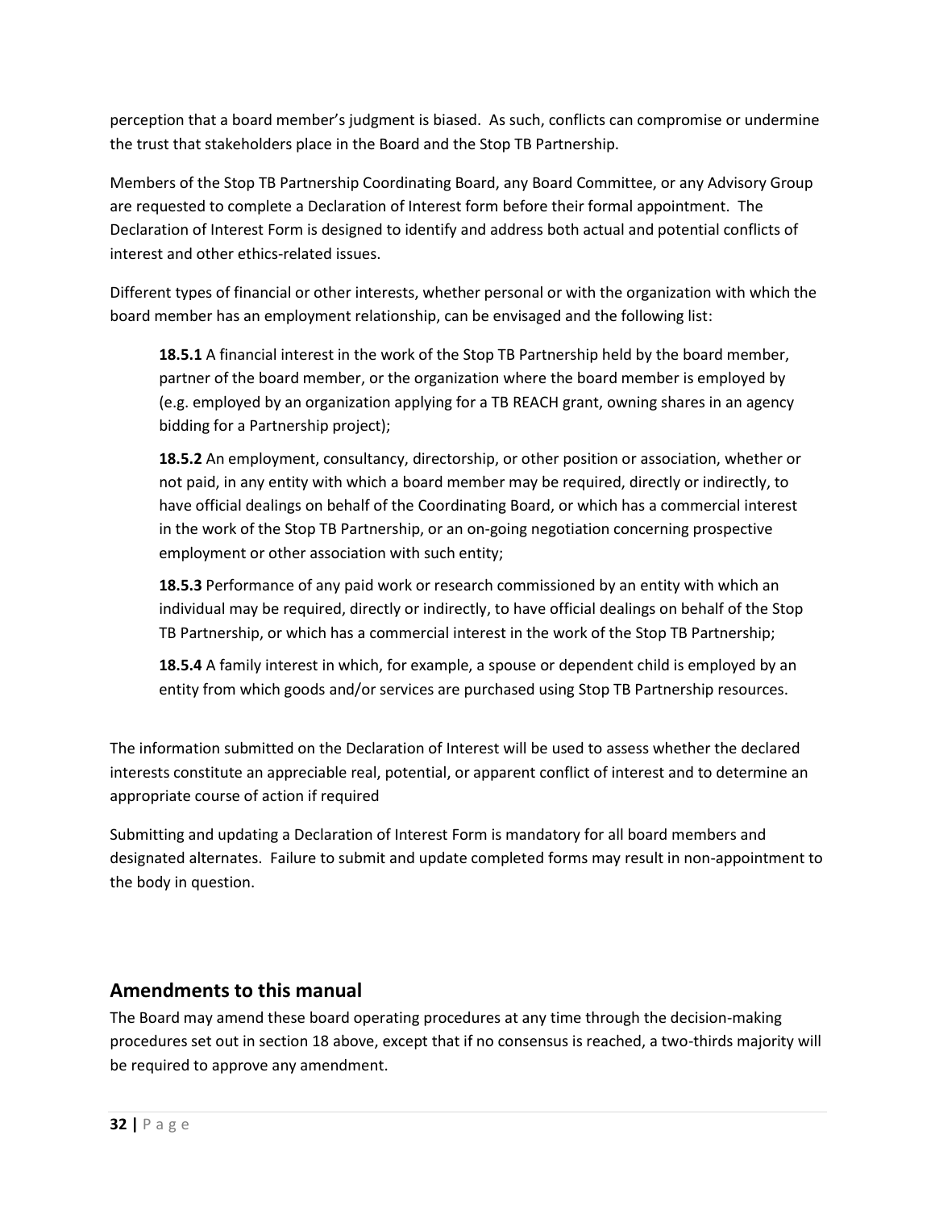perception that a board member's judgment is biased. As such, conflicts can compromise or undermine the trust that stakeholders place in the Board and the Stop TB Partnership.

Members of the Stop TB Partnership Coordinating Board, any Board Committee, or any Advisory Group are requested to complete a Declaration of Interest form before their formal appointment. The Declaration of Interest Form is designed to identify and address both actual and potential conflicts of interest and other ethics-related issues.

Different types of financial or other interests, whether personal or with the organization with which the board member has an employment relationship, can be envisaged and the following list:

> **18.5.1** A financial interest in the work of the Stop TB Partnership held by the board member, partner of the board member, or the organization where the board member is employed by (e.g. employed by an organization applying for a TB REACH grant, owning shares in an agency bidding for a Partnership project);
>
> **18.5.2** An employment, consultancy, directorship, or other position or association, whether or not paid, in any entity with which a board member may be required, directly or indirectly, to have official dealings on behalf of the Coordinating Board, or which has a commercial interest in the work of the Stop TB Partnership, or an on-going negotiation concerning prospective employment or other association with such entity;
>
> **18.5.3** Performance of any paid work or research commissioned by an entity with which an individual may be required, directly or indirectly, to have official dealings on behalf of the Stop TB Partnership, or which has a commercial interest in the work of the Stop TB Partnership;
>
> **18.5.4** A family interest in which, for example, a spouse or dependent child is employed by an entity from which goods and/or services are purchased using Stop TB Partnership resources.

The information submitted on the Declaration of Interest will be used to assess whether the declared interests constitute an appreciable real, potential, or apparent conflict of interest and to determine an appropriate course of action if required

Submitting and updating a Declaration of Interest Form is mandatory for all board members and designated alternates. Failure to submit and update completed forms may result in non-appointment to the body in question.

## Amendments to this manual

The Board may amend these board operating procedures at any time through the decision-making procedures set out in section 18 above, except that if no consensus is reached, a two-thirds majority will be required to approve any amendment.